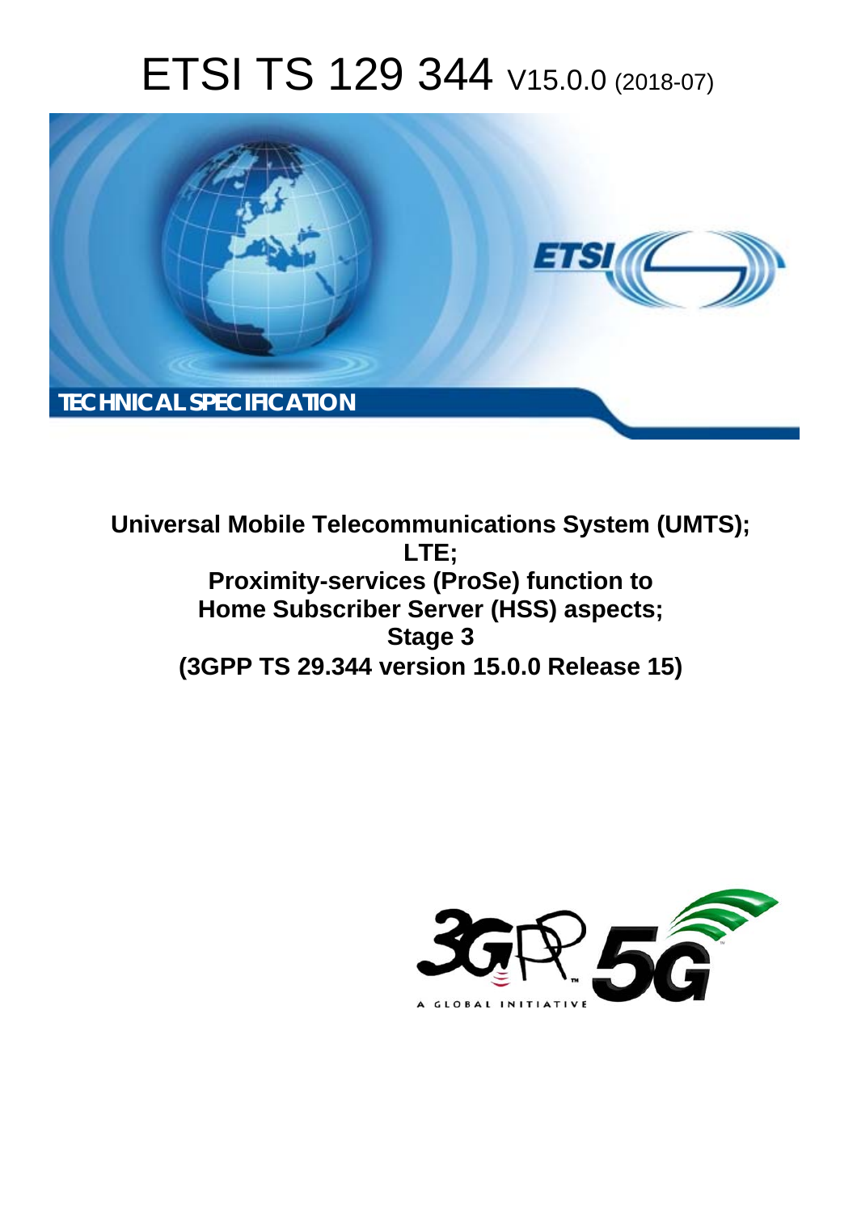# ETSI TS 129 344 V15.0.0 (2018-07)

TECHNICAL SPECIFICATION

**Universal Mobile Telecommunications System (UMTS); LTE; Proximity-services (ProSe) function to Home Subscriber Server (HSS) aspects; Stage 3 (3GPP TS 29.344 version 15.0.0 Release 15)**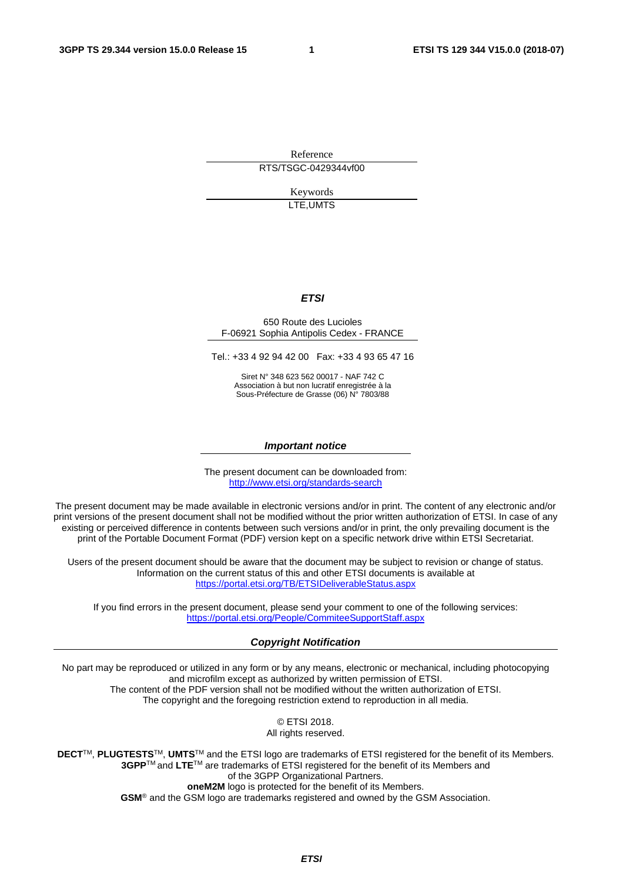Reference

RTS/TSGC-0429344vf00

Keywords

LTE,UMTS

***ETSI***

650 Route des Lucioles
F-06921 Sophia Antipolis Cedex - FRANCE

Tel.: +33 4 92 94 42 00 Fax: +33 4 93 65 47 16

Siret N° 348 623 562 00017 - NAF 742 C
Association à but non lucratif enregistrée à la
Sous-Préfecture de Grasse (06) N° 7803/88

***Important notice***

The present document can be downloaded from:
http://www.etsi.org/standards-search

The present document may be made available in electronic versions and/or in print. The content of any electronic and/or print versions of the present document shall not be modified without the prior written authorization of ETSI. In case of any existing or perceived difference in contents between such versions and/or in print, the only prevailing document is the print of the Portable Document Format (PDF) version kept on a specific network drive within ETSI Secretariat.

Users of the present document should be aware that the document may be subject to revision or change of status. Information on the current status of this and other ETSI documents is available at https://portal.etsi.org/TB/ETSIDeliverableStatus.aspx

If you find errors in the present document, please send your comment to one of the following services:
https://portal.etsi.org/People/CommiteeSupportStaff.aspx

***Copyright Notification***

No part may be reproduced or utilized in any form or by any means, electronic or mechanical, including photocopying and microfilm except as authorized by written permission of ETSI.
The content of the PDF version shall not be modified without the written authorization of ETSI.
The copyright and the foregoing restriction extend to reproduction in all media.

© ETSI 2018.
All rights reserved.

**DECT**™, **PLUGTESTS**™, **UMTS**™ and the ETSI logo are trademarks of ETSI registered for the benefit of its Members.
**3GPP**™ and **LTE**™ are trademarks of ETSI registered for the benefit of its Members and of the 3GPP Organizational Partners.
**oneM2M** logo is protected for the benefit of its Members.
**GSM**® and the GSM logo are trademarks registered and owned by the GSM Association.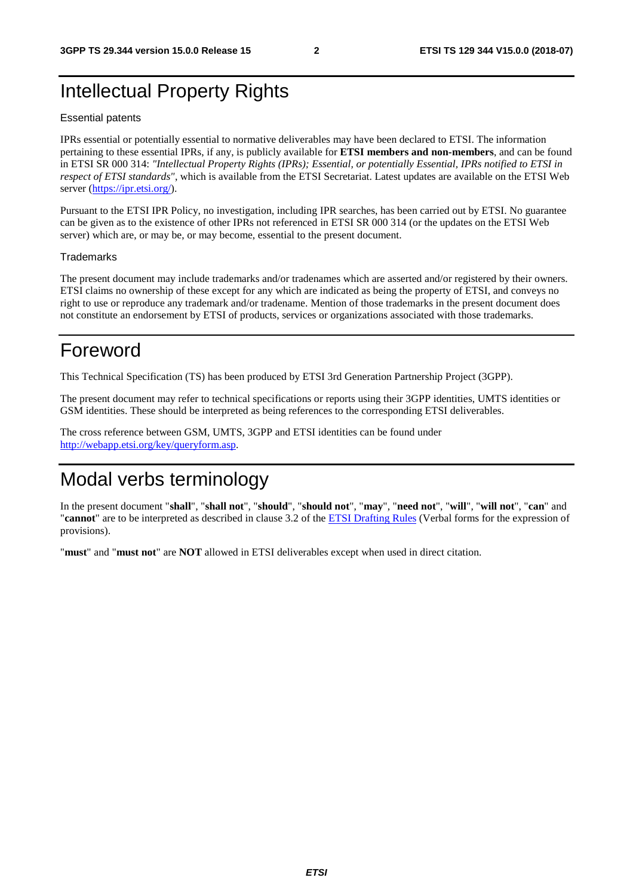# Intellectual Property Rights

Essential patents

IPRs essential or potentially essential to normative deliverables may have been declared to ETSI. The information pertaining to these essential IPRs, if any, is publicly available for **ETSI members and non-members**, and can be found in ETSI SR 000 314: *"Intellectual Property Rights (IPRs); Essential, or potentially Essential, IPRs notified to ETSI in respect of ETSI standards"*, which is available from the ETSI Secretariat. Latest updates are available on the ETSI Web server (https://ipr.etsi.org/).

Pursuant to the ETSI IPR Policy, no investigation, including IPR searches, has been carried out by ETSI. No guarantee can be given as to the existence of other IPRs not referenced in ETSI SR 000 314 (or the updates on the ETSI Web server) which are, or may be, or may become, essential to the present document.

Trademarks

The present document may include trademarks and/or tradenames which are asserted and/or registered by their owners. ETSI claims no ownership of these except for any which are indicated as being the property of ETSI, and conveys no right to use or reproduce any trademark and/or tradename. Mention of those trademarks in the present document does not constitute an endorsement by ETSI of products, services or organizations associated with those trademarks.

# Foreword

This Technical Specification (TS) has been produced by ETSI 3rd Generation Partnership Project (3GPP).

The present document may refer to technical specifications or reports using their 3GPP identities, UMTS identities or GSM identities. These should be interpreted as being references to the corresponding ETSI deliverables.

The cross reference between GSM, UMTS, 3GPP and ETSI identities can be found under http://webapp.etsi.org/key/queryform.asp.

# Modal verbs terminology

In the present document "**shall**", "**shall not**", "**should**", "**should not**", "**may**", "**need not**", "**will**", "**will not**", "**can**" and "**cannot**" are to be interpreted as described in clause 3.2 of the ETSI Drafting Rules (Verbal forms for the expression of provisions).

"**must**" and "**must not**" are **NOT** allowed in ETSI deliverables except when used in direct citation.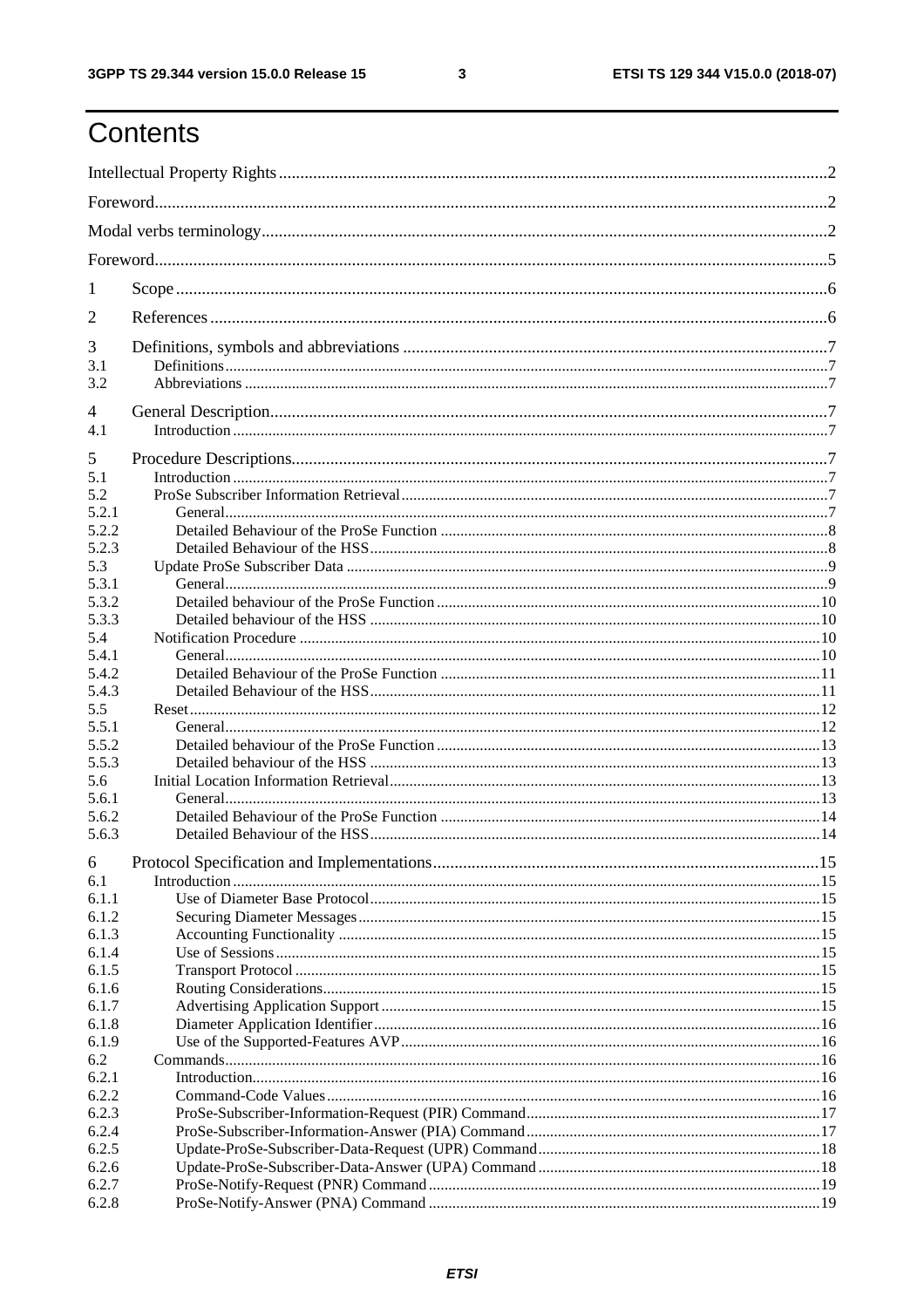# Contents

Intellectual Property Rights ....................................................................................................................2

Foreword.....................................................................................................................................................2

Modal verbs terminology...........................................................................................................................2

Foreword.....................................................................................................................................................5

1 Scope .......................................................................................................................................................6

2 References ..............................................................................................................................................6

3 Definitions, symbols and abbreviations ..................................................................................................7

3.1 Definitions.............................................................................................................................................7

3.2 Abbreviations ........................................................................................................................................7

4 General Description.................................................................................................................................7

4.1 Introduction ...........................................................................................................................................7

5 Procedure Descriptions............................................................................................................................7

5.1 Introduction ...........................................................................................................................................7

5.2 ProSe Subscriber Information Retrieval................................................................................................7

5.2.1 General...............................................................................................................................................7

5.2.2 Detailed Behaviour of the ProSe Function .......................................................................................8

5.2.3 Detailed Behaviour of the HSS .........................................................................................................8

5.3 Update ProSe Subscriber Data ..............................................................................................................9

5.3.1 General...............................................................................................................................................9

5.3.2 Detailed behaviour of the ProSe Function .......................................................................................10

5.3.3 Detailed behaviour of the HSS .........................................................................................................10

5.4 Notification Procedure ........................................................................................................................10

5.4.1 General.............................................................................................................................................10

5.4.2 Detailed Behaviour of the ProSe Function .......................................................................................11

5.4.3 Detailed Behaviour of the HSS.........................................................................................................11

5.5 Reset.....................................................................................................................................................12

5.5.1 General.............................................................................................................................................12

5.5.2 Detailed behaviour of the ProSe Function .......................................................................................13

5.5.3 Detailed behaviour of the HSS .........................................................................................................13

5.6 Initial Location Information Retrieval.................................................................................................13

5.6.1 General.............................................................................................................................................13

5.6.2 Detailed Behaviour of the ProSe Function .......................................................................................14

5.6.3 Detailed Behaviour of the HSS.........................................................................................................14

6 Protocol Specification and Implementations..........................................................................................15

6.1 Introduction .........................................................................................................................................15

6.1.1 Use of Diameter Base Protocol........................................................................................................15

6.1.2 Securing Diameter Messages............................................................................................................15

6.1.3 Accounting Functionality .................................................................................................................15

6.1.4 Use of Sessions.................................................................................................................................15

6.1.5 Transport Protocol ............................................................................................................................15

6.1.6 Routing Considerations.....................................................................................................................15

6.1.7 Advertising Application Support ......................................................................................................15

6.1.8 Diameter Application Identifier ........................................................................................................16

6.1.9 Use of the Supported-Features AVP .................................................................................................16

6.2 Commands............................................................................................................................................16

6.2.1 Introduction.......................................................................................................................................16

6.2.2 Command-Code Values ....................................................................................................................16

6.2.3 ProSe-Subscriber-Information-Request (PIR) Command..................................................................17

6.2.4 ProSe-Subscriber-Information-Answer (PIA) Command..................................................................17

6.2.5 Update-ProSe-Subscriber-Data-Request (UPR) Command...............................................................18

6.2.6 Update-ProSe-Subscriber-Data-Answer (UPA) Command ...............................................................18

6.2.7 ProSe-Notify-Request (PNR) Command ..........................................................................................19

6.2.8 ProSe-Notify-Answer (PNA) Command ..........................................................................................19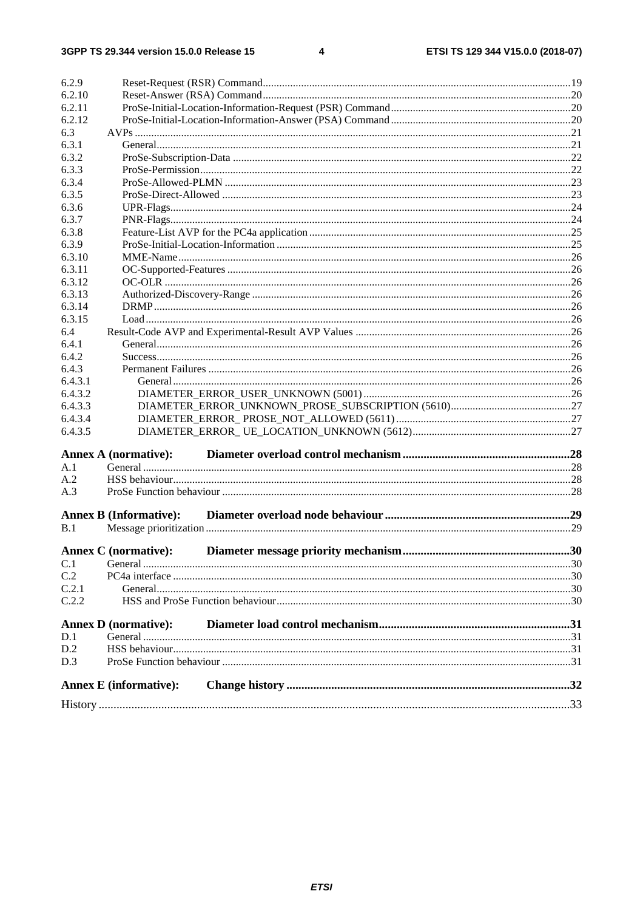6.2.9 Reset-Request (RSR) Command ....................................................................................................................19
6.2.10 Reset-Answer (RSA) Command ....................................................................................................................20
6.2.11 ProSe-Initial-Location-Information-Request (PSR) Command ....................................................................20
6.2.12 ProSe-Initial-Location-Information-Answer (PSA) Command ....................................................................20
6.3 AVPs ..............................................................................................................................................................21
6.3.1 General..........................................................................................................................................................21
6.3.2 ProSe-Subscription-Data ..............................................................................................................................22
6.3.3 ProSe-Permission..........................................................................................................................................22
6.3.4 ProSe-Allowed-PLMN .................................................................................................................................23
6.3.5 ProSe-Direct-Allowed ..................................................................................................................................23
6.3.6 UPR-Flags.....................................................................................................................................................24
6.3.7 PNR-Flags.....................................................................................................................................................24
6.3.8 Feature-List AVP for the PC4a application ..................................................................................................25
6.3.9 ProSe-Initial-Location-Information ..............................................................................................................25
6.3.10 MME-Name ..................................................................................................................................................26
6.3.11 OC-Supported-Features ................................................................................................................................26
6.3.12 OC-OLR .......................................................................................................................................................26
6.3.13 Authorized-Discovery-Range .......................................................................................................................26
6.3.14 DRMP ...........................................................................................................................................................26
6.3.15 Load ..............................................................................................................................................................26
6.4 Result-Code AVP and Experimental-Result AVP Values ...............................................................................26
6.4.1 General..........................................................................................................................................................26
6.4.2 Success..........................................................................................................................................................26
6.4.3 Permanent Failures .......................................................................................................................................26
6.4.3.1 General ....................................................................................................................................................26
6.4.3.2 DIAMETER_ERROR_USER_UNKNOWN (5001) ...............................................................................26
6.4.3.3 DIAMETER_ERROR_UNKNOWN_PROSE_SUBSCRIPTION (5610)...............................................27
6.4.3.4 DIAMETER_ERROR_ PROSE_NOT_ALLOWED (5611) ...................................................................27
6.4.3.5 DIAMETER_ERROR_ UE_LOCATION_UNKNOWN (5612)............................................................27

**Annex A (normative): Diameter overload control mechanism ........................................................28**
A.1 General ...........................................................................................................................................................28
A.2 HSS behaviour................................................................................................................................................28
A.3 ProSe Function behaviour ..............................................................................................................................28

**Annex B (Informative): Diameter overload node behaviour ..............................................................29**
B.1 Message prioritization .....................................................................................................................................29

**Annex C (normative): Diameter message priority mechanism.........................................................30**
C.1 General ...........................................................................................................................................................30
C.2 PC4a interface .................................................................................................................................................30
C.2.1 General..........................................................................................................................................................30
C.2.2 HSS and ProSe Function behaviour ..............................................................................................................30

**Annex D (normative): Diameter load control mechanism................................................................31**
D.1 General ...........................................................................................................................................................31
D.2 HSS behaviour................................................................................................................................................31
D.3 ProSe Function behaviour ..............................................................................................................................31

**Annex E (informative): Change history ..............................................................................................32**

History .............................................................................................................................................................33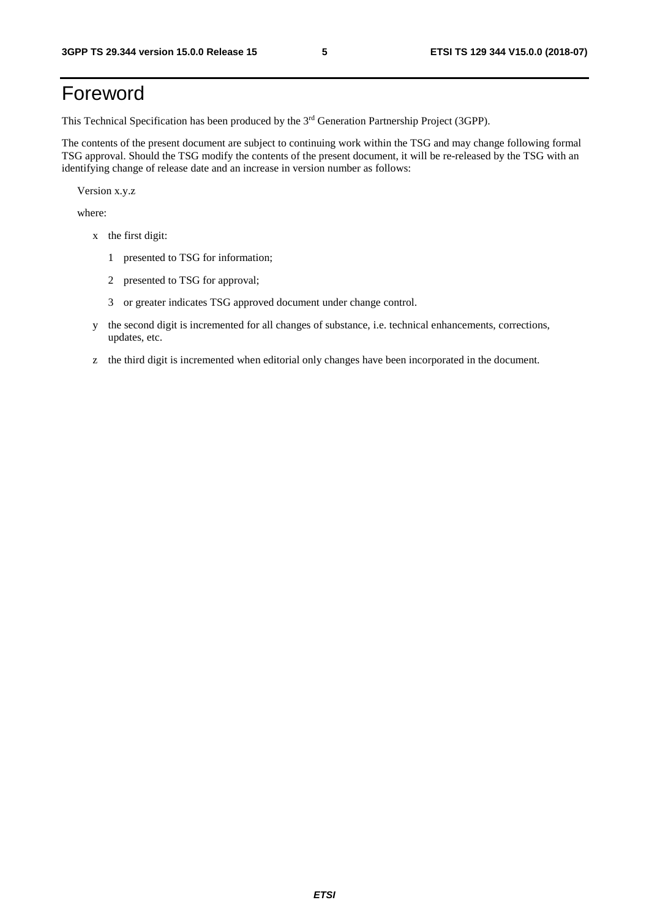# Foreword

This Technical Specification has been produced by the 3rd Generation Partnership Project (3GPP).

The contents of the present document are subject to continuing work within the TSG and may change following formal TSG approval. Should the TSG modify the contents of the present document, it will be re-released by the TSG with an identifying change of release date and an increase in version number as follows:

Version x.y.z

where:

- x the first digit:
  - 1 presented to TSG for information;
  - 2 presented to TSG for approval;
  - 3 or greater indicates TSG approved document under change control.
- y the second digit is incremented for all changes of substance, i.e. technical enhancements, corrections, updates, etc.
- z the third digit is incremented when editorial only changes have been incorporated in the document.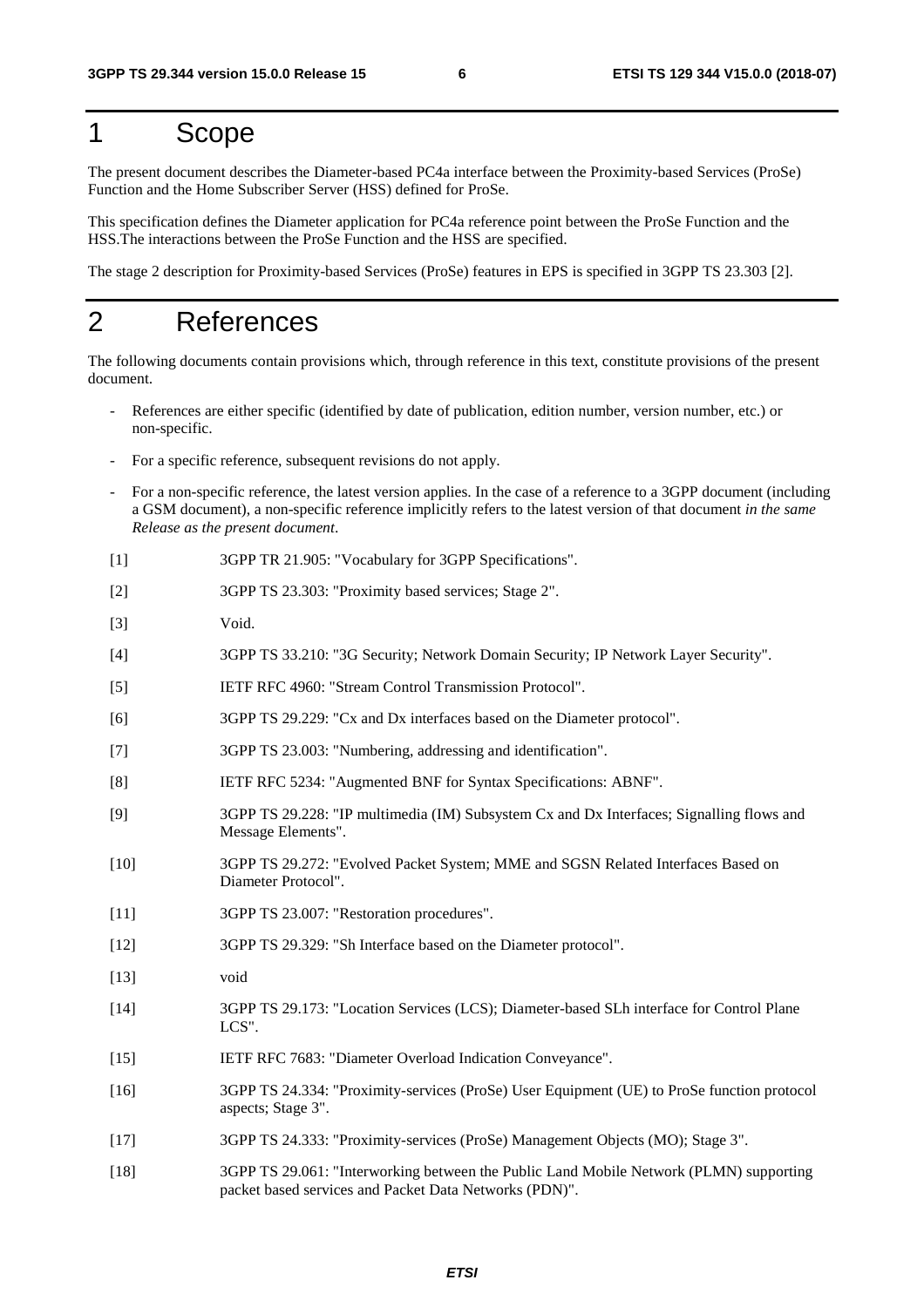# 1 Scope

The present document describes the Diameter-based PC4a interface between the Proximity-based Services (ProSe) Function and the Home Subscriber Server (HSS) defined for ProSe.

This specification defines the Diameter application for PC4a reference point between the ProSe Function and the HSS.The interactions between the ProSe Function and the HSS are specified.

The stage 2 description for Proximity-based Services (ProSe) features in EPS is specified in 3GPP TS 23.303 [2].

# 2 References

The following documents contain provisions which, through reference in this text, constitute provisions of the present document.

- References are either specific (identified by date of publication, edition number, version number, etc.) or non-specific.
- For a specific reference, subsequent revisions do not apply.
- For a non-specific reference, the latest version applies. In the case of a reference to a 3GPP document (including a GSM document), a non-specific reference implicitly refers to the latest version of that document *in the same Release as the present document*.

[1] 3GPP TR 21.905: "Vocabulary for 3GPP Specifications".

[2] 3GPP TS 23.303: "Proximity based services; Stage 2".

[3] Void.

[4] 3GPP TS 33.210: "3G Security; Network Domain Security; IP Network Layer Security".

[5] IETF RFC 4960: "Stream Control Transmission Protocol".

[6] 3GPP TS 29.229: "Cx and Dx interfaces based on the Diameter protocol".

[7] 3GPP TS 23.003: "Numbering, addressing and identification".

[8] IETF RFC 5234: "Augmented BNF for Syntax Specifications: ABNF".

[9] 3GPP TS 29.228: "IP multimedia (IM) Subsystem Cx and Dx Interfaces; Signalling flows and Message Elements".

[10] 3GPP TS 29.272: "Evolved Packet System; MME and SGSN Related Interfaces Based on Diameter Protocol".

[11] 3GPP TS 23.007: "Restoration procedures".

[12] 3GPP TS 29.329: "Sh Interface based on the Diameter protocol".

[13] void

[14] 3GPP TS 29.173: "Location Services (LCS); Diameter-based SLh interface for Control Plane LCS".

[15] IETF RFC 7683: "Diameter Overload Indication Conveyance".

[16] 3GPP TS 24.334: "Proximity-services (ProSe) User Equipment (UE) to ProSe function protocol aspects; Stage 3".

[17] 3GPP TS 24.333: "Proximity-services (ProSe) Management Objects (MO); Stage 3".

[18] 3GPP TS 29.061: "Interworking between the Public Land Mobile Network (PLMN) supporting packet based services and Packet Data Networks (PDN)".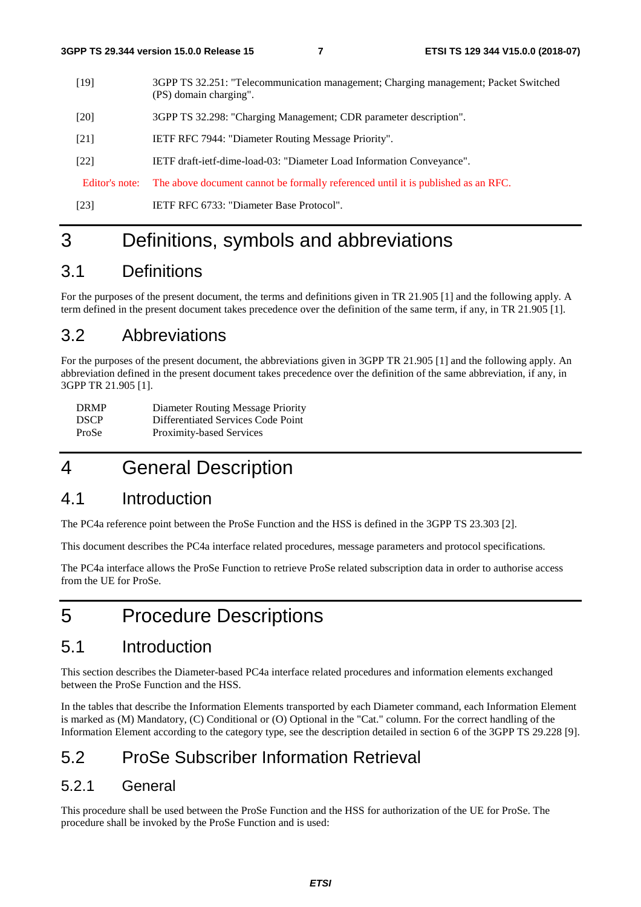[19] 3GPP TS 32.251: "Telecommunication management; Charging management; Packet Switched (PS) domain charging".

[20] 3GPP TS 32.298: "Charging Management; CDR parameter description".

[21] IETF RFC 7944: "Diameter Routing Message Priority".

[22] IETF draft-ietf-dime-load-03: "Diameter Load Information Conveyance".

Editor's note: The above document cannot be formally referenced until it is published as an RFC.

[23] IETF RFC 6733: "Diameter Base Protocol".

# 3 Definitions, symbols and abbreviations

## 3.1 Definitions

For the purposes of the present document, the terms and definitions given in TR 21.905 [1] and the following apply. A term defined in the present document takes precedence over the definition of the same term, if any, in TR 21.905 [1].

## 3.2 Abbreviations

For the purposes of the present document, the abbreviations given in 3GPP TR 21.905 [1] and the following apply. An abbreviation defined in the present document takes precedence over the definition of the same abbreviation, if any, in 3GPP TR 21.905 [1].

DRMP Diameter Routing Message Priority
DSCP Differentiated Services Code Point
ProSe Proximity-based Services

# 4 General Description

## 4.1 Introduction

The PC4a reference point between the ProSe Function and the HSS is defined in the 3GPP TS 23.303 [2].

This document describes the PC4a interface related procedures, message parameters and protocol specifications.

The PC4a interface allows the ProSe Function to retrieve ProSe related subscription data in order to authorise access from the UE for ProSe.

# 5 Procedure Descriptions

## 5.1 Introduction

This section describes the Diameter-based PC4a interface related procedures and information elements exchanged between the ProSe Function and the HSS.

In the tables that describe the Information Elements transported by each Diameter command, each Information Element is marked as (M) Mandatory, (C) Conditional or (O) Optional in the "Cat." column. For the correct handling of the Information Element according to the category type, see the description detailed in section 6 of the 3GPP TS 29.228 [9].

## 5.2 ProSe Subscriber Information Retrieval

### 5.2.1 General

This procedure shall be used between the ProSe Function and the HSS for authorization of the UE for ProSe. The procedure shall be invoked by the ProSe Function and is used: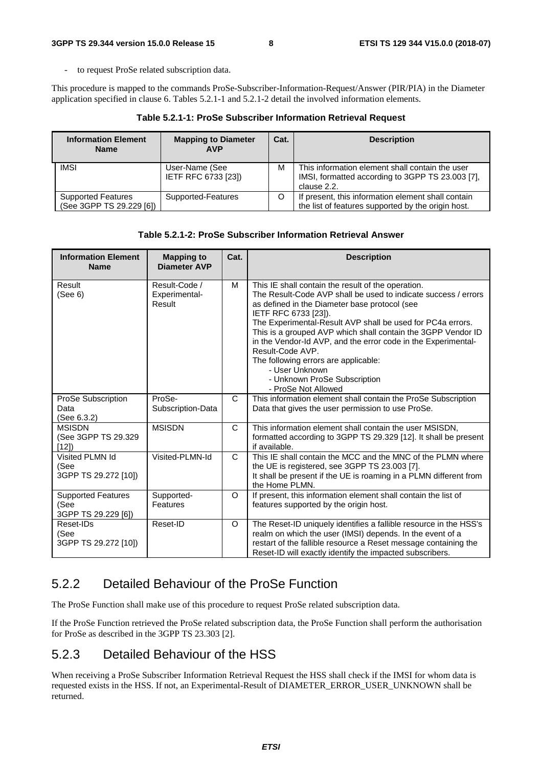- to request ProSe related subscription data.

This procedure is mapped to the commands ProSe-Subscriber-Information-Request/Answer (PIR/PIA) in the Diameter application specified in clause 6. Tables 5.2.1-1 and 5.2.1-2 detail the involved information elements.

**Table 5.2.1-1: ProSe Subscriber Information Retrieval Request**

| Information Element Name | Mapping to Diameter AVP | Cat. | Description |
|---|---|---|---|
| IMSI | User-Name (See IETF RFC 6733 [23]) | M | This information element shall contain the user IMSI, formatted according to 3GPP TS 23.003 [7], clause 2.2. |
| Supported Features (See 3GPP TS 29.229 [6]) | Supported-Features | O | If present, this information element shall contain the list of features supported by the origin host. |

**Table 5.2.1-2: ProSe Subscriber Information Retrieval Answer**

| Information Element Name | Mapping to Diameter AVP | Cat. | Description |
|---|---|---|---|
| Result (See 6) | Result-Code / Experimental-Result | M | This IE shall contain the result of the operation. The Result-Code AVP shall be used to indicate success / errors as defined in the Diameter base protocol (see IETF RFC 6733 [23]). The Experimental-Result AVP shall be used for PC4a errors. This is a grouped AVP which shall contain the 3GPP Vendor ID in the Vendor-Id AVP, and the error code in the Experimental-Result-Code AVP. The following errors are applicable: - User Unknown - Unknown ProSe Subscription - ProSe Not Allowed |
| ProSe Subscription Data (See 6.3.2) | ProSe-Subscription-Data | C | This information element shall contain the ProSe Subscription Data that gives the user permission to use ProSe. |
| MSISDN (See 3GPP TS 29.329 [12]) | MSISDN | C | This information element shall contain the user MSISDN, formatted according to 3GPP TS 29.329 [12]. It shall be present if available. |
| Visited PLMN Id (See 3GPP TS 29.272 [10]) | Visited-PLMN-Id | C | This IE shall contain the MCC and the MNC of the PLMN where the UE is registered, see 3GPP TS 23.003 [7]. It shall be present if the UE is roaming in a PLMN different from the Home PLMN. |
| Supported Features (See 3GPP TS 29.229 [6]) | Supported-Features | O | If present, this information element shall contain the list of features supported by the origin host. |
| Reset-IDs (See 3GPP TS 29.272 [10]) | Reset-ID | O | The Reset-ID uniquely identifies a fallible resource in the HSS's realm on which the user (IMSI) depends. In the event of a restart of the fallible resource a Reset message containing the Reset-ID will exactly identify the impacted subscribers. |

## 5.2.2 Detailed Behaviour of the ProSe Function

The ProSe Function shall make use of this procedure to request ProSe related subscription data.

If the ProSe Function retrieved the ProSe related subscription data, the ProSe Function shall perform the authorisation for ProSe as described in the 3GPP TS 23.303 [2].

## 5.2.3 Detailed Behaviour of the HSS

When receiving a ProSe Subscriber Information Retrieval Request the HSS shall check if the IMSI for whom data is requested exists in the HSS. If not, an Experimental-Result of DIAMETER_ERROR_USER_UNKNOWN shall be returned.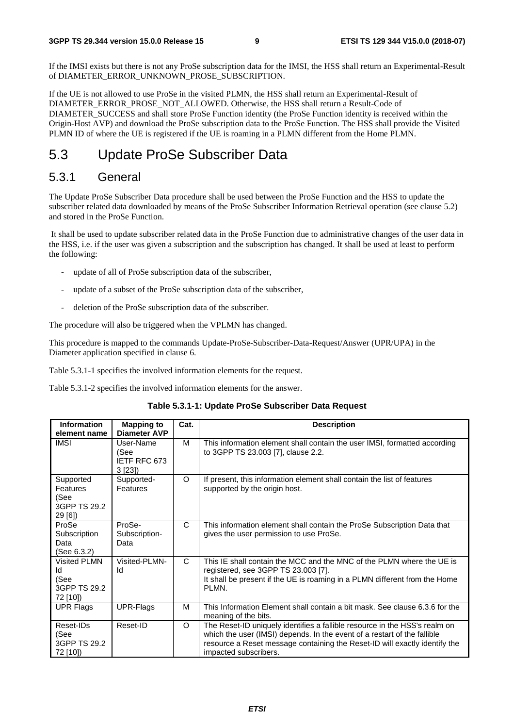If the IMSI exists but there is not any ProSe subscription data for the IMSI, the HSS shall return an Experimental-Result of DIAMETER_ERROR_UNKNOWN_PROSE_SUBSCRIPTION.

If the UE is not allowed to use ProSe in the visited PLMN, the HSS shall return an Experimental-Result of DIAMETER_ERROR_PROSE_NOT_ALLOWED. Otherwise, the HSS shall return a Result-Code of DIAMETER_SUCCESS and shall store ProSe Function identity (the ProSe Function identity is received within the Origin-Host AVP) and download the ProSe subscription data to the ProSe Function. The HSS shall provide the Visited PLMN ID of where the UE is registered if the UE is roaming in a PLMN different from the Home PLMN.

# 5.3 Update ProSe Subscriber Data

## 5.3.1 General

The Update ProSe Subscriber Data procedure shall be used between the ProSe Function and the HSS to update the subscriber related data downloaded by means of the ProSe Subscriber Information Retrieval operation (see clause 5.2) and stored in the ProSe Function.

It shall be used to update subscriber related data in the ProSe Function due to administrative changes of the user data in the HSS, i.e. if the user was given a subscription and the subscription has changed. It shall be used at least to perform the following:

- update of all of ProSe subscription data of the subscriber,
- update of a subset of the ProSe subscription data of the subscriber,
- deletion of the ProSe subscription data of the subscriber.

The procedure will also be triggered when the VPLMN has changed.

This procedure is mapped to the commands Update-ProSe-Subscriber-Data-Request/Answer (UPR/UPA) in the Diameter application specified in clause 6.

Table 5.3.1-1 specifies the involved information elements for the request.

Table 5.3.1-2 specifies the involved information elements for the answer.

**Table 5.3.1-1: Update ProSe Subscriber Data Request**

| Information element name | Mapping to Diameter AVP | Cat. | Description |
|---|---|---|---|
| IMSI | User-Name (See IETF RFC 6733 [23]) | M | This information element shall contain the user IMSI, formatted according to 3GPP TS 23.003 [7], clause 2.2. |
| Supported Features (See 3GPP TS 29.229 [6]) | Supported-Features | O | If present, this information element shall contain the list of features supported by the origin host. |
| ProSe Subscription Data (See 6.3.2) | ProSe-Subscription-Data | C | This information element shall contain the ProSe Subscription Data that gives the user permission to use ProSe. |
| Visited PLMN Id (See 3GPP TS 29.272 [10]) | Visited-PLMN-Id | C | This IE shall contain the MCC and the MNC of the PLMN where the UE is registered, see 3GPP TS 23.003 [7]. It shall be present if the UE is roaming in a PLMN different from the Home PLMN. |
| UPR Flags | UPR-Flags | M | This Information Element shall contain a bit mask. See clause 6.3.6 for the meaning of the bits. |
| Reset-IDs (See 3GPP TS 29.272 [10]) | Reset-ID | O | The Reset-ID uniquely identifies a fallible resource in the HSS's realm on which the user (IMSI) depends. In the event of a restart of the fallible resource a Reset message containing the Reset-ID will exactly identify the impacted subscribers. |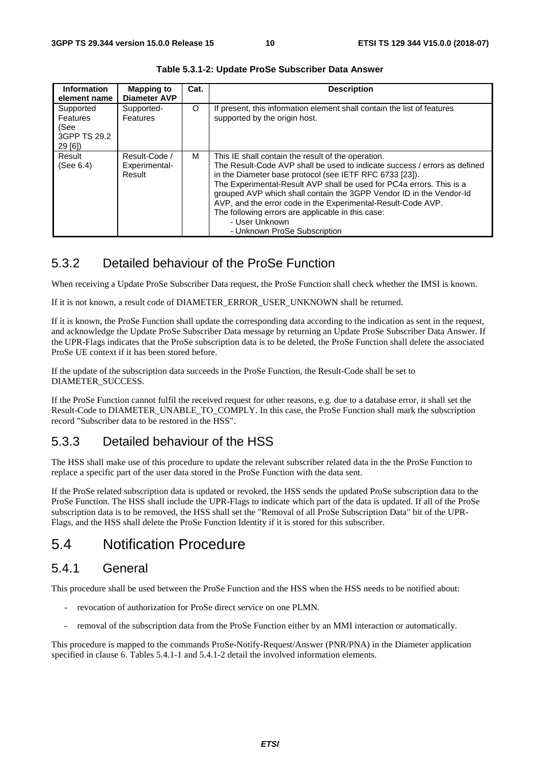**Table 5.3.1-2: Update ProSe Subscriber Data Answer**

| Information element name | Mapping to Diameter AVP | Cat. | Description |
|---|---|---|---|
| Supported Features (See 3GPP TS 29.229 [6]) | Supported-Features | O | If present, this information element shall contain the list of features supported by the origin host. |
| Result (See 6.4) | Result-Code / Experimental-Result | M | This IE shall contain the result of the operation. The Result-Code AVP shall be used to indicate success / errors as defined in the Diameter base protocol (see IETF RFC 6733 [23]). The Experimental-Result AVP shall be used for PC4a errors. This is a grouped AVP which shall contain the 3GPP Vendor ID in the Vendor-Id AVP, and the error code in the Experimental-Result-Code AVP. The following errors are applicable in this case: - User Unknown - Unknown ProSe Subscription |

### 5.3.2 Detailed behaviour of the ProSe Function

When receiving a Update ProSe Subscriber Data request, the ProSe Function shall check whether the IMSI is known.

If it is not known, a result code of DIAMETER_ERROR_USER_UNKNOWN shall be returned.

If it is known, the ProSe Function shall update the corresponding data according to the indication as sent in the request, and acknowledge the Update ProSe Subscriber Data message by returning an Update ProSe Subscriber Data Answer. If the UPR-Flags indicates that the ProSe subscription data is to be deleted, the ProSe Function shall delete the associated ProSe UE context if it has been stored before.

If the update of the subscription data succeeds in the ProSe Function, the Result-Code shall be set to DIAMETER_SUCCESS.

If the ProSe Function cannot fulfil the received request for other reasons, e.g. due to a database error, it shall set the Result-Code to DIAMETER_UNABLE_TO_COMPLY. In this case, the ProSe Function shall mark the subscription record "Subscriber data to be restored in the HSS".

### 5.3.3 Detailed behaviour of the HSS

The HSS shall make use of this procedure to update the relevant subscriber related data in the the ProSe Function to replace a specific part of the user data stored in the ProSe Function with the data sent.

If the ProSe related subscription data is updated or revoked, the HSS sends the updated ProSe subscription data to the ProSe Function. The HSS shall include the UPR-Flags to indicate which part of the data is updated. If all of the ProSe subscription data is to be removed, the HSS shall set the "Removal of all ProSe Subscription Data" bit of the UPR-Flags, and the HSS shall delete the ProSe Function Identity if it is stored for this subscriber.

## 5.4 Notification Procedure

### 5.4.1 General

This procedure shall be used between the ProSe Function and the HSS when the HSS needs to be notified about:

- revocation of authorization for ProSe direct service on one PLMN.
- removal of the subscription data from the ProSe Function either by an MMI interaction or automatically.

This procedure is mapped to the commands ProSe-Notify-Request/Answer (PNR/PNA) in the Diameter application specified in clause 6. Tables 5.4.1-1 and 5.4.1-2 detail the involved information elements.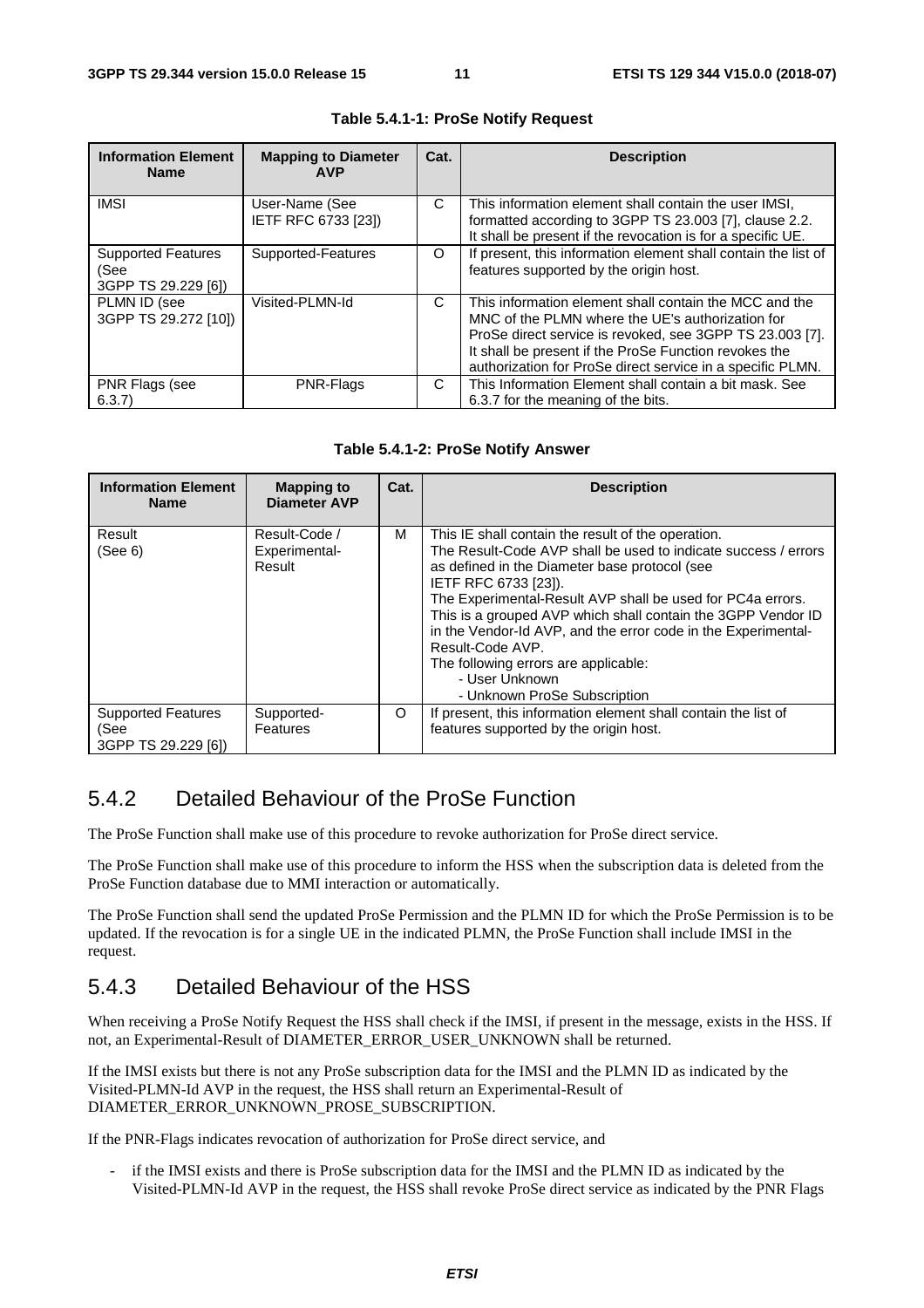**Table 5.4.1-1: ProSe Notify Request**

| Information Element Name | Mapping to Diameter AVP | Cat. | Description |
|---|---|---|---|
| IMSI | User-Name (See IETF RFC 6733 [23]) | C | This information element shall contain the user IMSI, formatted according to 3GPP TS 23.003 [7], clause 2.2. It shall be present if the revocation is for a specific UE. |
| Supported Features (See 3GPP TS 29.229 [6]) | Supported-Features | O | If present, this information element shall contain the list of features supported by the origin host. |
| PLMN ID (see 3GPP TS 29.272 [10]) | Visited-PLMN-Id | C | This information element shall contain the MCC and the MNC of the PLMN where the UE's authorization for ProSe direct service is revoked, see 3GPP TS 23.003 [7]. It shall be present if the ProSe Function revokes the authorization for ProSe direct service in a specific PLMN. |
| PNR Flags (see 6.3.7) | PNR-Flags | C | This Information Element shall contain a bit mask. See 6.3.7 for the meaning of the bits. |

**Table 5.4.1-2: ProSe Notify Answer**

| Information Element Name | Mapping to Diameter AVP | Cat. | Description |
|---|---|---|---|
| Result (See 6) | Result-Code / Experimental-Result | M | This IE shall contain the result of the operation. The Result-Code AVP shall be used to indicate success / errors as defined in the Diameter base protocol (see IETF RFC 6733 [23]). The Experimental-Result AVP shall be used for PC4a errors. This is a grouped AVP which shall contain the 3GPP Vendor ID in the Vendor-Id AVP, and the error code in the Experimental-Result-Code AVP. The following errors are applicable: - User Unknown - Unknown ProSe Subscription |
| Supported Features (See 3GPP TS 29.229 [6]) | Supported-Features | O | If present, this information element shall contain the list of features supported by the origin host. |

## 5.4.2 Detailed Behaviour of the ProSe Function

The ProSe Function shall make use of this procedure to revoke authorization for ProSe direct service.

The ProSe Function shall make use of this procedure to inform the HSS when the subscription data is deleted from the ProSe Function database due to MMI interaction or automatically.

The ProSe Function shall send the updated ProSe Permission and the PLMN ID for which the ProSe Permission is to be updated. If the revocation is for a single UE in the indicated PLMN, the ProSe Function shall include IMSI in the request.

## 5.4.3 Detailed Behaviour of the HSS

When receiving a ProSe Notify Request the HSS shall check if the IMSI, if present in the message, exists in the HSS. If not, an Experimental-Result of DIAMETER_ERROR_USER_UNKNOWN shall be returned.

If the IMSI exists but there is not any ProSe subscription data for the IMSI and the PLMN ID as indicated by the Visited-PLMN-Id AVP in the request, the HSS shall return an Experimental-Result of DIAMETER_ERROR_UNKNOWN_PROSE_SUBSCRIPTION.

If the PNR-Flags indicates revocation of authorization for ProSe direct service, and

- if the IMSI exists and there is ProSe subscription data for the IMSI and the PLMN ID as indicated by the Visited-PLMN-Id AVP in the request, the HSS shall revoke ProSe direct service as indicated by the PNR Flags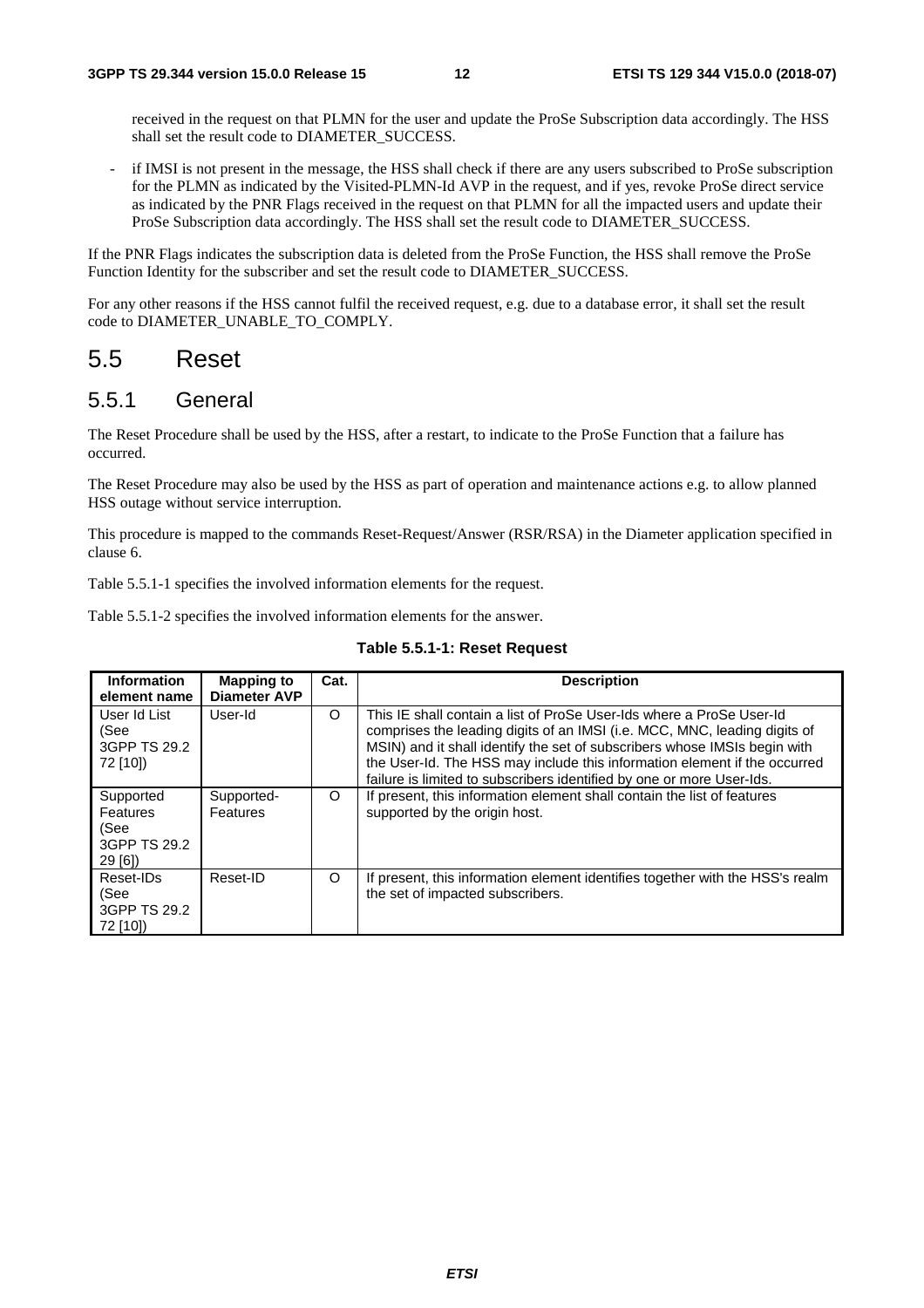received in the request on that PLMN for the user and update the ProSe Subscription data accordingly. The HSS shall set the result code to DIAMETER_SUCCESS.

- if IMSI is not present in the message, the HSS shall check if there are any users subscribed to ProSe subscription for the PLMN as indicated by the Visited-PLMN-Id AVP in the request, and if yes, revoke ProSe direct service as indicated by the PNR Flags received in the request on that PLMN for all the impacted users and update their ProSe Subscription data accordingly. The HSS shall set the result code to DIAMETER_SUCCESS.

If the PNR Flags indicates the subscription data is deleted from the ProSe Function, the HSS shall remove the ProSe Function Identity for the subscriber and set the result code to DIAMETER_SUCCESS.

For any other reasons if the HSS cannot fulfil the received request, e.g. due to a database error, it shall set the result code to DIAMETER_UNABLE_TO_COMPLY.

# 5.5 Reset

## 5.5.1 General

The Reset Procedure shall be used by the HSS, after a restart, to indicate to the ProSe Function that a failure has occurred.

The Reset Procedure may also be used by the HSS as part of operation and maintenance actions e.g. to allow planned HSS outage without service interruption.

This procedure is mapped to the commands Reset-Request/Answer (RSR/RSA) in the Diameter application specified in clause 6.

Table 5.5.1-1 specifies the involved information elements for the request.

Table 5.5.1-2 specifies the involved information elements for the answer.

**Table 5.5.1-1: Reset Request**

| Information element name | Mapping to Diameter AVP | Cat. | Description |
|---|---|---|---|
| User Id List (See 3GPP TS 29.272 [10]) | User-Id | O | This IE shall contain a list of ProSe User-Ids where a ProSe User-Id comprises the leading digits of an IMSI (i.e. MCC, MNC, leading digits of MSIN) and it shall identify the set of subscribers whose IMSIs begin with the User-Id. The HSS may include this information element if the occurred failure is limited to subscribers identified by one or more User-Ids. |
| Supported Features (See 3GPP TS 29.229 [6]) | Supported-Features | O | If present, this information element shall contain the list of features supported by the origin host. |
| Reset-IDs (See 3GPP TS 29.272 [10]) | Reset-ID | O | If present, this information element identifies together with the HSS's realm the set of impacted subscribers. |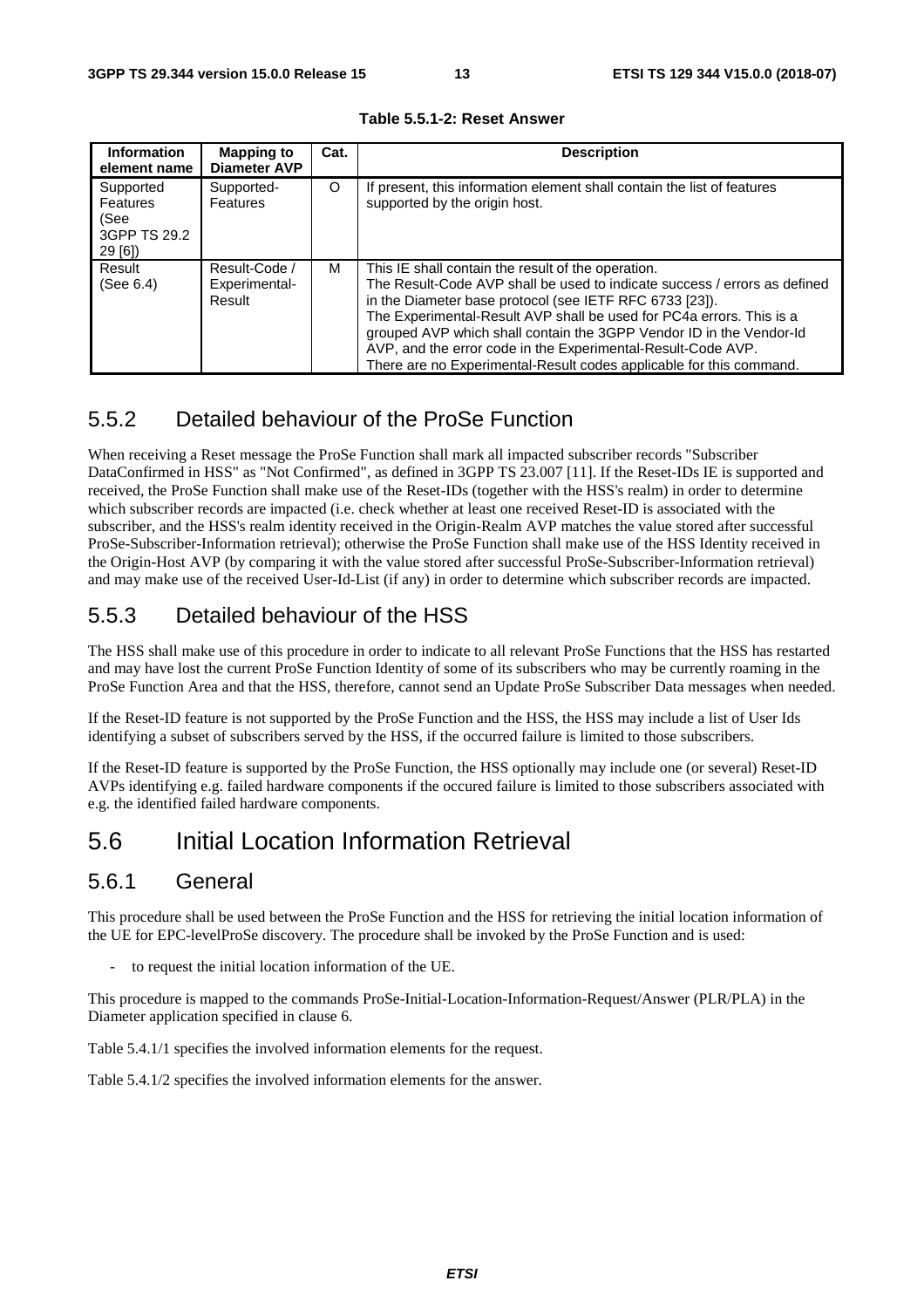**Table 5.5.1-2: Reset Answer**

| Information element name | Mapping to Diameter AVP | Cat. | Description |
|---|---|---|---|
| Supported Features (See 3GPP TS 29.229 [6]) | Supported-Features | O | If present, this information element shall contain the list of features supported by the origin host. |
| Result (See 6.4) | Result-Code / Experimental-Result | M | This IE shall contain the result of the operation. The Result-Code AVP shall be used to indicate success / errors as defined in the Diameter base protocol (see IETF RFC 6733 [23]). The Experimental-Result AVP shall be used for PC4a errors. This is a grouped AVP which shall contain the 3GPP Vendor ID in the Vendor-Id AVP, and the error code in the Experimental-Result-Code AVP. There are no Experimental-Result codes applicable for this command. |

## 5.5.2 Detailed behaviour of the ProSe Function

When receiving a Reset message the ProSe Function shall mark all impacted subscriber records "Subscriber DataConfirmed in HSS" as "Not Confirmed", as defined in 3GPP TS 23.007 [11]. If the Reset-IDs IE is supported and received, the ProSe Function shall make use of the Reset-IDs (together with the HSS's realm) in order to determine which subscriber records are impacted (i.e. check whether at least one received Reset-ID is associated with the subscriber, and the HSS's realm identity received in the Origin-Realm AVP matches the value stored after successful ProSe-Subscriber-Information retrieval); otherwise the ProSe Function shall make use of the HSS Identity received in the Origin-Host AVP (by comparing it with the value stored after successful ProSe-Subscriber-Information retrieval) and may make use of the received User-Id-List (if any) in order to determine which subscriber records are impacted.

## 5.5.3 Detailed behaviour of the HSS

The HSS shall make use of this procedure in order to indicate to all relevant ProSe Functions that the HSS has restarted and may have lost the current ProSe Function Identity of some of its subscribers who may be currently roaming in the ProSe Function Area and that the HSS, therefore, cannot send an Update ProSe Subscriber Data messages when needed.

If the Reset-ID feature is not supported by the ProSe Function and the HSS, the HSS may include a list of User Ids identifying a subset of subscribers served by the HSS, if the occurred failure is limited to those subscribers.

If the Reset-ID feature is supported by the ProSe Function, the HSS optionally may include one (or several) Reset-ID AVPs identifying e.g. failed hardware components if the occured failure is limited to those subscribers associated with e.g. the identified failed hardware components.

# 5.6 Initial Location Information Retrieval

## 5.6.1 General

This procedure shall be used between the ProSe Function and the HSS for retrieving the initial location information of the UE for EPC-levelProSe discovery. The procedure shall be invoked by the ProSe Function and is used:

- to request the initial location information of the UE.

This procedure is mapped to the commands ProSe-Initial-Location-Information-Request/Answer (PLR/PLA) in the Diameter application specified in clause 6.

Table 5.4.1/1 specifies the involved information elements for the request.

Table 5.4.1/2 specifies the involved information elements for the answer.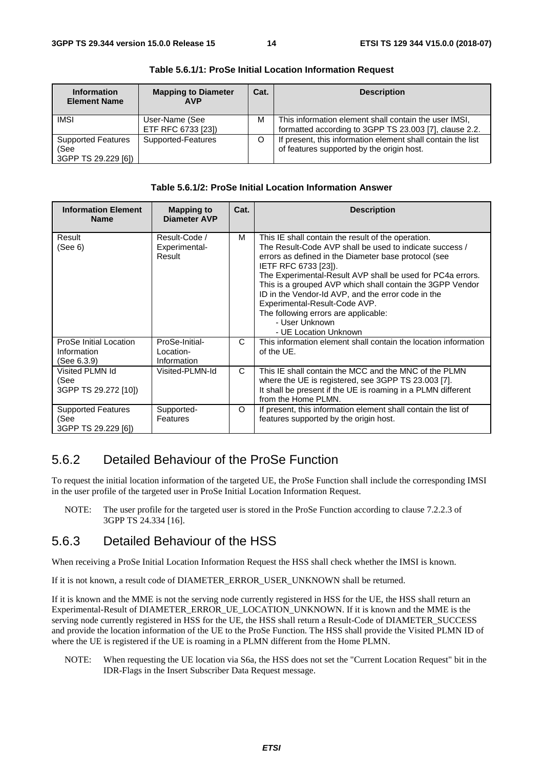**Table 5.6.1/1: ProSe Initial Location Information Request**

| Information Element Name | Mapping to Diameter AVP | Cat. | Description |
|---|---|---|---|
| IMSI | User-Name (See ETF RFC 6733 [23]) | M | This information element shall contain the user IMSI, formatted according to 3GPP TS 23.003 [7], clause 2.2. |
| Supported Features (See 3GPP TS 29.229 [6]) | Supported-Features | O | If present, this information element shall contain the list of features supported by the origin host. |

**Table 5.6.1/2: ProSe Initial Location Information Answer**

| Information Element Name | Mapping to Diameter AVP | Cat. | Description |
|---|---|---|---|
| Result (See 6) | Result-Code / Experimental-Result | M | This IE shall contain the result of the operation. The Result-Code AVP shall be used to indicate success / errors as defined in the Diameter base protocol (see IETF RFC 6733 [23]). The Experimental-Result AVP shall be used for PC4a errors. This is a grouped AVP which shall contain the 3GPP Vendor ID in the Vendor-Id AVP, and the error code in the Experimental-Result-Code AVP. The following errors are applicable: - User Unknown - UE Location Unknown |
| ProSe Initial Location Information (See 6.3.9) | ProSe-Initial-Location-Information | C | This information element shall contain the location information of the UE. |
| Visited PLMN Id (See 3GPP TS 29.272 [10]) | Visited-PLMN-Id | C | This IE shall contain the MCC and the MNC of the PLMN where the UE is registered, see 3GPP TS 23.003 [7]. It shall be present if the UE is roaming in a PLMN different from the Home PLMN. |
| Supported Features (See 3GPP TS 29.229 [6]) | Supported-Features | O | If present, this information element shall contain the list of features supported by the origin host. |

## 5.6.2 Detailed Behaviour of the ProSe Function

To request the initial location information of the targeted UE, the ProSe Function shall include the corresponding IMSI in the user profile of the targeted user in ProSe Initial Location Information Request.

NOTE: The user profile for the targeted user is stored in the ProSe Function according to clause 7.2.2.3 of 3GPP TS 24.334 [16].

## 5.6.3 Detailed Behaviour of the HSS

When receiving a ProSe Initial Location Information Request the HSS shall check whether the IMSI is known.

If it is not known, a result code of DIAMETER_ERROR_USER_UNKNOWN shall be returned.

If it is known and the MME is not the serving node currently registered in HSS for the UE, the HSS shall return an Experimental-Result of DIAMETER_ERROR_UE_LOCATION_UNKNOWN. If it is known and the MME is the serving node currently registered in HSS for the UE, the HSS shall return a Result-Code of DIAMETER_SUCCESS and provide the location information of the UE to the ProSe Function. The HSS shall provide the Visited PLMN ID of where the UE is registered if the UE is roaming in a PLMN different from the Home PLMN.

NOTE: When requesting the UE location via S6a, the HSS does not set the "Current Location Request" bit in the IDR-Flags in the Insert Subscriber Data Request message.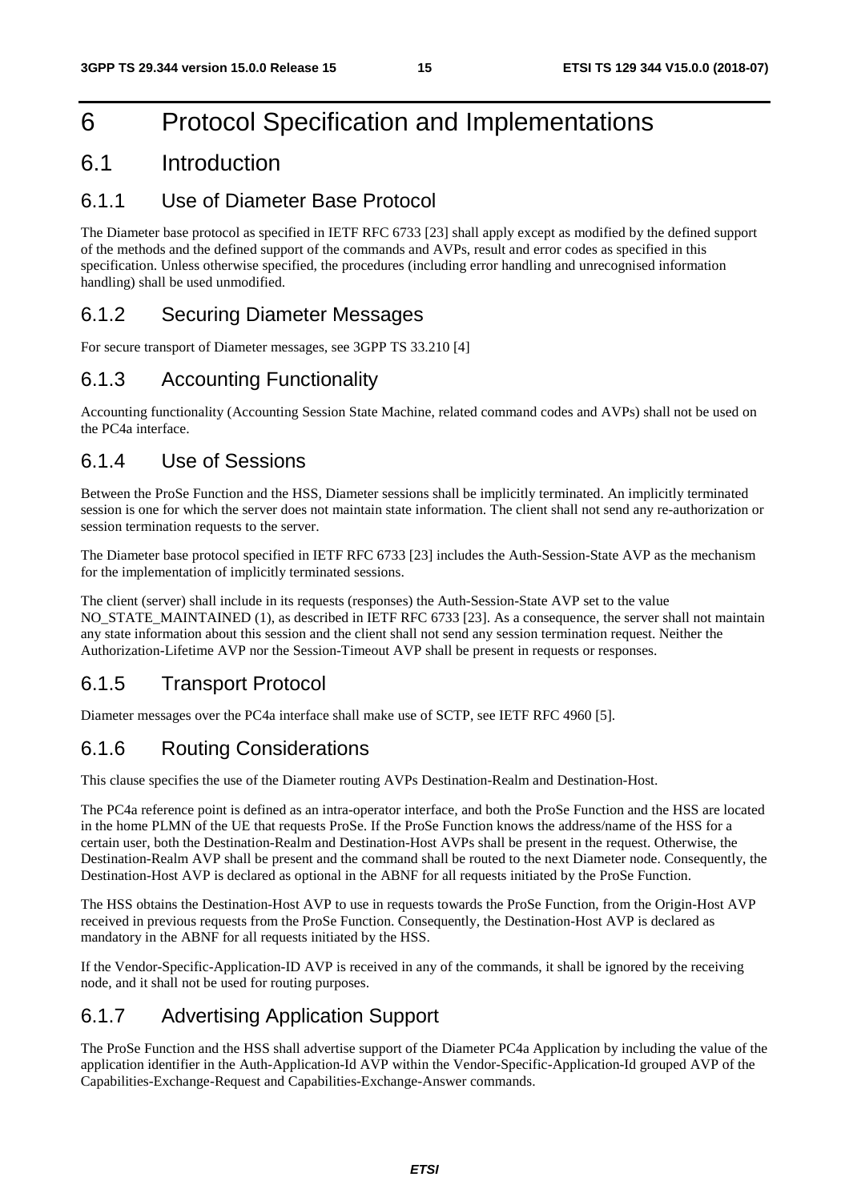# 6 Protocol Specification and Implementations

## 6.1 Introduction

### 6.1.1 Use of Diameter Base Protocol

The Diameter base protocol as specified in IETF RFC 6733 [23] shall apply except as modified by the defined support of the methods and the defined support of the commands and AVPs, result and error codes as specified in this specification. Unless otherwise specified, the procedures (including error handling and unrecognised information handling) shall be used unmodified.

### 6.1.2 Securing Diameter Messages

For secure transport of Diameter messages, see 3GPP TS 33.210 [4]

### 6.1.3 Accounting Functionality

Accounting functionality (Accounting Session State Machine, related command codes and AVPs) shall not be used on the PC4a interface.

### 6.1.4 Use of Sessions

Between the ProSe Function and the HSS, Diameter sessions shall be implicitly terminated. An implicitly terminated session is one for which the server does not maintain state information. The client shall not send any re-authorization or session termination requests to the server.

The Diameter base protocol specified in IETF RFC 6733 [23] includes the Auth-Session-State AVP as the mechanism for the implementation of implicitly terminated sessions.

The client (server) shall include in its requests (responses) the Auth-Session-State AVP set to the value NO_STATE_MAINTAINED (1), as described in IETF RFC 6733 [23]. As a consequence, the server shall not maintain any state information about this session and the client shall not send any session termination request. Neither the Authorization-Lifetime AVP nor the Session-Timeout AVP shall be present in requests or responses.

### 6.1.5 Transport Protocol

Diameter messages over the PC4a interface shall make use of SCTP, see IETF RFC 4960 [5].

### 6.1.6 Routing Considerations

This clause specifies the use of the Diameter routing AVPs Destination-Realm and Destination-Host.

The PC4a reference point is defined as an intra-operator interface, and both the ProSe Function and the HSS are located in the home PLMN of the UE that requests ProSe. If the ProSe Function knows the address/name of the HSS for a certain user, both the Destination-Realm and Destination-Host AVPs shall be present in the request. Otherwise, the Destination-Realm AVP shall be present and the command shall be routed to the next Diameter node. Consequently, the Destination-Host AVP is declared as optional in the ABNF for all requests initiated by the ProSe Function.

The HSS obtains the Destination-Host AVP to use in requests towards the ProSe Function, from the Origin-Host AVP received in previous requests from the ProSe Function. Consequently, the Destination-Host AVP is declared as mandatory in the ABNF for all requests initiated by the HSS.

If the Vendor-Specific-Application-ID AVP is received in any of the commands, it shall be ignored by the receiving node, and it shall not be used for routing purposes.

### 6.1.7 Advertising Application Support

The ProSe Function and the HSS shall advertise support of the Diameter PC4a Application by including the value of the application identifier in the Auth-Application-Id AVP within the Vendor-Specific-Application-Id grouped AVP of the Capabilities-Exchange-Request and Capabilities-Exchange-Answer commands.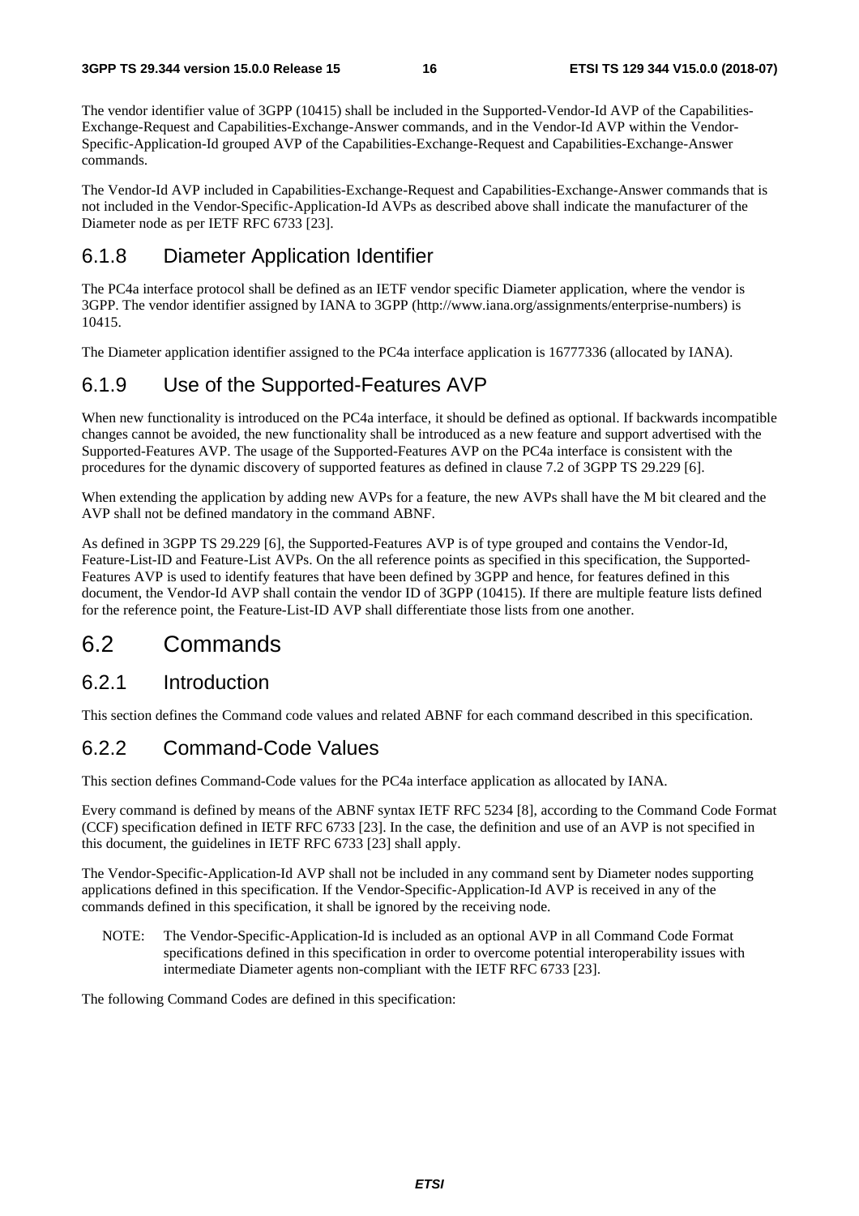The vendor identifier value of 3GPP (10415) shall be included in the Supported-Vendor-Id AVP of the Capabilities-Exchange-Request and Capabilities-Exchange-Answer commands, and in the Vendor-Id AVP within the Vendor-Specific-Application-Id grouped AVP of the Capabilities-Exchange-Request and Capabilities-Exchange-Answer commands.

The Vendor-Id AVP included in Capabilities-Exchange-Request and Capabilities-Exchange-Answer commands that is not included in the Vendor-Specific-Application-Id AVPs as described above shall indicate the manufacturer of the Diameter node as per IETF RFC 6733 [23].

### 6.1.8 Diameter Application Identifier

The PC4a interface protocol shall be defined as an IETF vendor specific Diameter application, where the vendor is 3GPP. The vendor identifier assigned by IANA to 3GPP (http://www.iana.org/assignments/enterprise-numbers) is 10415.

The Diameter application identifier assigned to the PC4a interface application is 16777336 (allocated by IANA).

### 6.1.9 Use of the Supported-Features AVP

When new functionality is introduced on the PC4a interface, it should be defined as optional. If backwards incompatible changes cannot be avoided, the new functionality shall be introduced as a new feature and support advertised with the Supported-Features AVP. The usage of the Supported-Features AVP on the PC4a interface is consistent with the procedures for the dynamic discovery of supported features as defined in clause 7.2 of 3GPP TS 29.229 [6].

When extending the application by adding new AVPs for a feature, the new AVPs shall have the M bit cleared and the AVP shall not be defined mandatory in the command ABNF.

As defined in 3GPP TS 29.229 [6], the Supported-Features AVP is of type grouped and contains the Vendor-Id, Feature-List-ID and Feature-List AVPs. On the all reference points as specified in this specification, the Supported-Features AVP is used to identify features that have been defined by 3GPP and hence, for features defined in this document, the Vendor-Id AVP shall contain the vendor ID of 3GPP (10415). If there are multiple feature lists defined for the reference point, the Feature-List-ID AVP shall differentiate those lists from one another.

## 6.2 Commands

### 6.2.1 Introduction

This section defines the Command code values and related ABNF for each command described in this specification.

### 6.2.2 Command-Code Values

This section defines Command-Code values for the PC4a interface application as allocated by IANA.

Every command is defined by means of the ABNF syntax IETF RFC 5234 [8], according to the Command Code Format (CCF) specification defined in IETF RFC 6733 [23]. In the case, the definition and use of an AVP is not specified in this document, the guidelines in IETF RFC 6733 [23] shall apply.

The Vendor-Specific-Application-Id AVP shall not be included in any command sent by Diameter nodes supporting applications defined in this specification. If the Vendor-Specific-Application-Id AVP is received in any of the commands defined in this specification, it shall be ignored by the receiving node.

NOTE: The Vendor-Specific-Application-Id is included as an optional AVP in all Command Code Format specifications defined in this specification in order to overcome potential interoperability issues with intermediate Diameter agents non-compliant with the IETF RFC 6733 [23].

The following Command Codes are defined in this specification: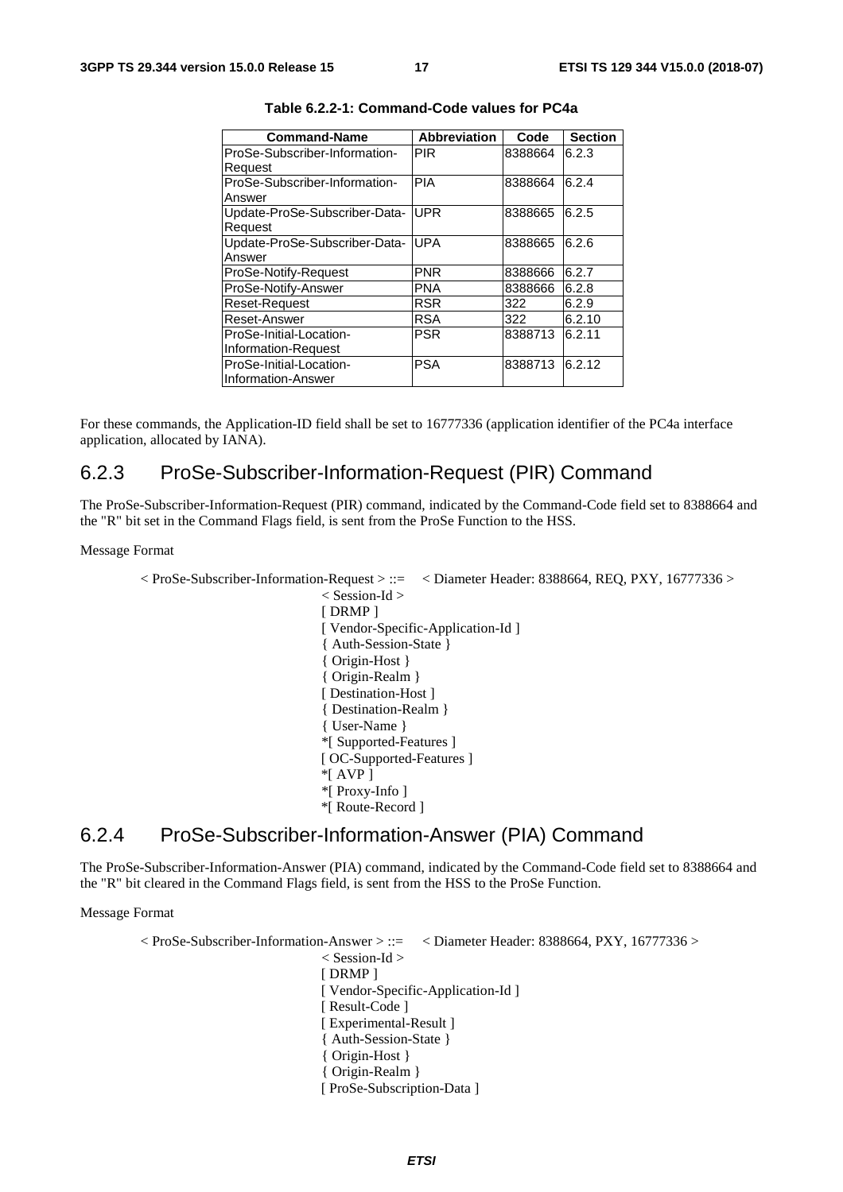**Table 6.2.2-1: Command-Code values for PC4a**

| Command-Name | Abbreviation | Code | Section |
|---|---|---|---|
| ProSe-Subscriber-Information-Request | PIR | 8388664 | 6.2.3 |
| ProSe-Subscriber-Information-Answer | PIA | 8388664 | 6.2.4 |
| Update-ProSe-Subscriber-Data-Request | UPR | 8388665 | 6.2.5 |
| Update-ProSe-Subscriber-Data-Answer | UPA | 8388665 | 6.2.6 |
| ProSe-Notify-Request | PNR | 8388666 | 6.2.7 |
| ProSe-Notify-Answer | PNA | 8388666 | 6.2.8 |
| Reset-Request | RSR | 322 | 6.2.9 |
| Reset-Answer | RSA | 322 | 6.2.10 |
| ProSe-Initial-Location-Information-Request | PSR | 8388713 | 6.2.11 |
| ProSe-Initial-Location-Information-Answer | PSA | 8388713 | 6.2.12 |

For these commands, the Application-ID field shall be set to 16777336 (application identifier of the PC4a interface application, allocated by IANA).

### 6.2.3 ProSe-Subscriber-Information-Request (PIR) Command

The ProSe-Subscriber-Information-Request (PIR) command, indicated by the Command-Code field set to 8388664 and the "R" bit set in the Command Flags field, is sent from the ProSe Function to the HSS.

Message Format

```
< ProSe-Subscriber-Information-Request > ::=    < Diameter Header: 8388664, REQ, PXY, 16777336 >
                                  < Session-Id >
                                  [ DRMP ]
                                  [ Vendor-Specific-Application-Id ]
                                  { Auth-Session-State }
                                  { Origin-Host }
                                  { Origin-Realm }
                                  [ Destination-Host ]
                                  { Destination-Realm }
                                  { User-Name }
                                  *[ Supported-Features ]
                                  [ OC-Supported-Features ]
                                  *[ AVP ]
                                  *[ Proxy-Info ]
                                  *[ Route-Record ]
```

### 6.2.4 ProSe-Subscriber-Information-Answer (PIA) Command

The ProSe-Subscriber-Information-Answer (PIA) command, indicated by the Command-Code field set to 8388664 and the "R" bit cleared in the Command Flags field, is sent from the HSS to the ProSe Function.

Message Format

```
< ProSe-Subscriber-Information-Answer > ::=    < Diameter Header: 8388664, PXY, 16777336 >
                                  < Session-Id >
                                  [ DRMP ]
                                  [ Vendor-Specific-Application-Id ]
                                  [ Result-Code ]
                                  [ Experimental-Result ]
                                  { Auth-Session-State }
                                  { Origin-Host }
                                  { Origin-Realm }
                                  [ ProSe-Subscription-Data ]
```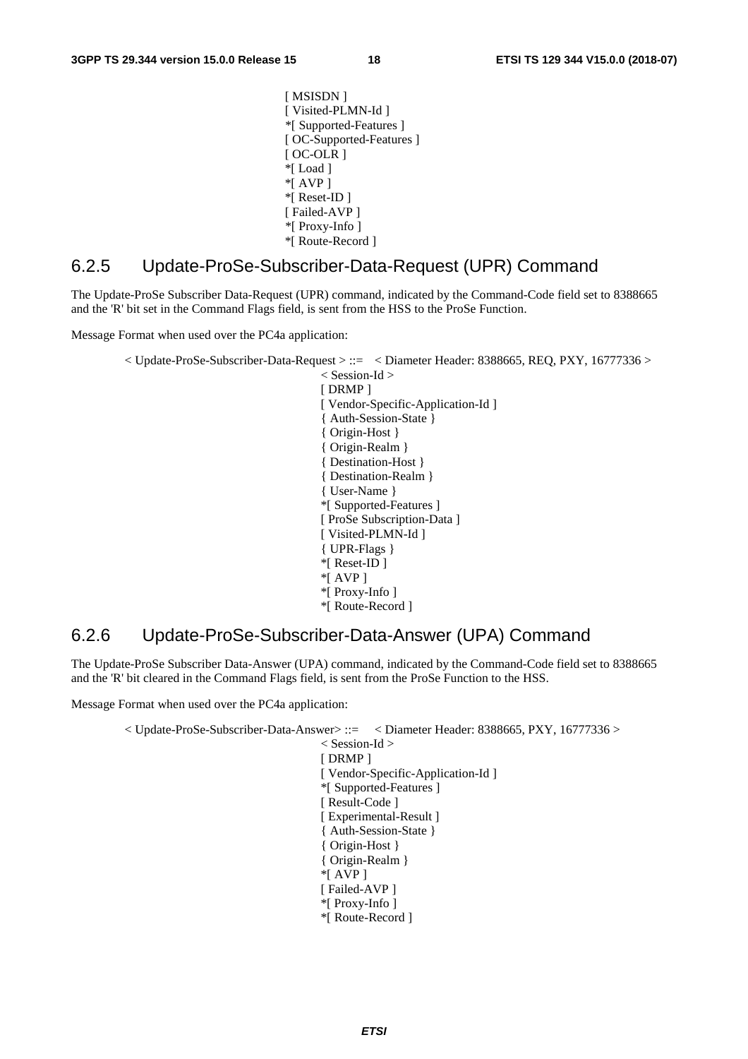```
[ MSISDN ]
[ Visited-PLMN-Id ]
*[ Supported-Features ]
[ OC-Supported-Features ]
[ OC-OLR ]
*[ Load ]
*[ AVP ]
*[ Reset-ID ]
[ Failed-AVP ]
*[ Proxy-Info ]
*[ Route-Record ]
```

### 6.2.5 Update-ProSe-Subscriber-Data-Request (UPR) Command

The Update-ProSe Subscriber Data-Request (UPR) command, indicated by the Command-Code field set to 8388665 and the 'R' bit set in the Command Flags field, is sent from the HSS to the ProSe Function.

Message Format when used over the PC4a application:

```
< Update-ProSe-Subscriber-Data-Request > ::=  < Diameter Header: 8388665, REQ, PXY, 16777336 >
                                              < Session-Id >
                                              [ DRMP ]
                                              [ Vendor-Specific-Application-Id ]
                                              { Auth-Session-State }
                                              { Origin-Host }
                                              { Origin-Realm }
                                              { Destination-Host }
                                              { Destination-Realm }
                                              { User-Name }
                                              *[ Supported-Features ]
                                              [ ProSe Subscription-Data ]
                                              [ Visited-PLMN-Id ]
                                              { UPR-Flags }
                                              *[ Reset-ID ]
                                              *[ AVP ]
                                              *[ Proxy-Info ]
                                              *[ Route-Record ]
```

### 6.2.6 Update-ProSe-Subscriber-Data-Answer (UPA) Command

The Update-ProSe Subscriber Data-Answer (UPA) command, indicated by the Command-Code field set to 8388665 and the 'R' bit cleared in the Command Flags field, is sent from the ProSe Function to the HSS.

Message Format when used over the PC4a application:

```
< Update-ProSe-Subscriber-Data-Answer> ::=  < Diameter Header: 8388665, PXY, 16777336 >
                                            < Session-Id >
                                            [ DRMP ]
                                            [ Vendor-Specific-Application-Id ]
                                            *[ Supported-Features ]
                                            [ Result-Code ]
                                            [ Experimental-Result ]
                                            { Auth-Session-State }
                                            { Origin-Host }
                                            { Origin-Realm }
                                            *[ AVP ]
                                            [ Failed-AVP ]
                                            *[ Proxy-Info ]
                                            *[ Route-Record ]
```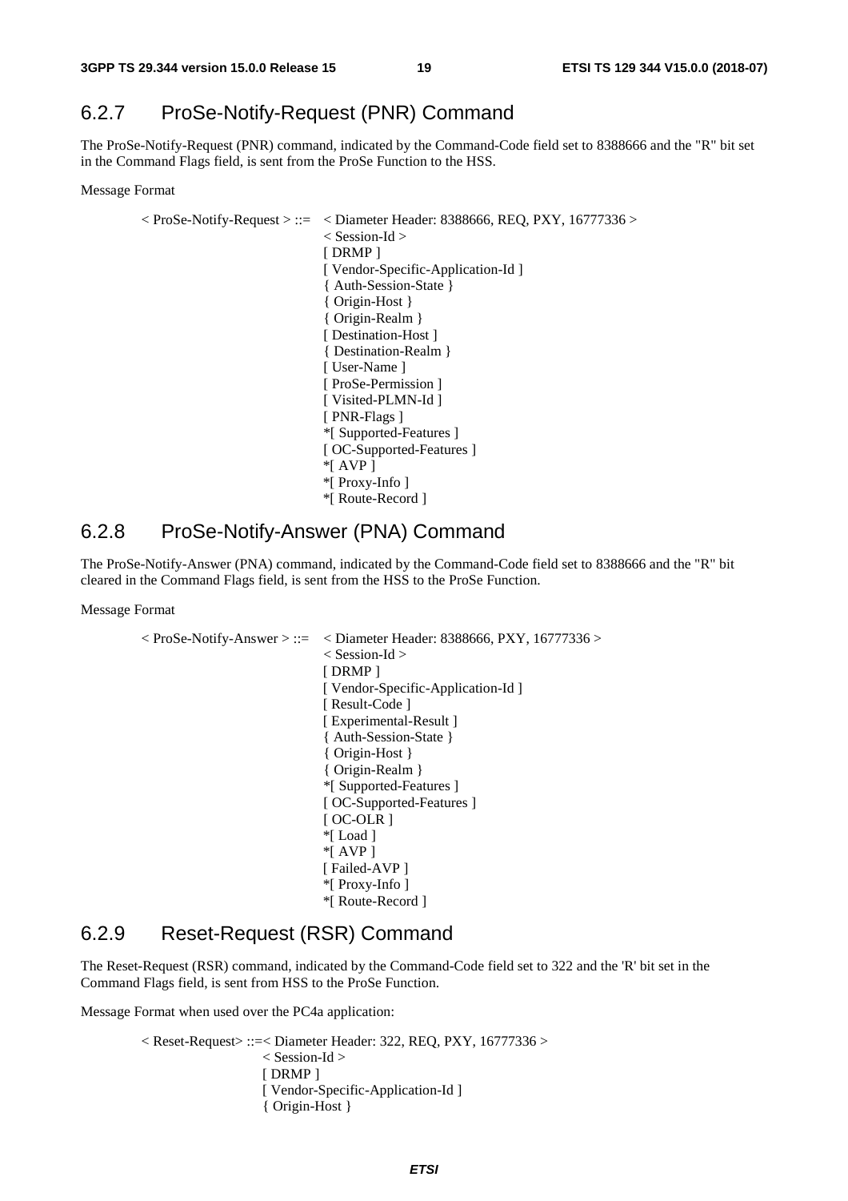## 6.2.7 ProSe-Notify-Request (PNR) Command

The ProSe-Notify-Request (PNR) command, indicated by the Command-Code field set to 8388666 and the "R" bit set in the Command Flags field, is sent from the ProSe Function to the HSS.

Message Format

```
< ProSe-Notify-Request > ::=  < Diameter Header: 8388666, REQ, PXY, 16777336 >
                              < Session-Id >
                              [ DRMP ]
                              [ Vendor-Specific-Application-Id ]
                              { Auth-Session-State }
                              { Origin-Host }
                              { Origin-Realm }
                              [ Destination-Host ]
                              { Destination-Realm }
                              [ User-Name ]
                              [ ProSe-Permission ]
                              [ Visited-PLMN-Id ]
                              [ PNR-Flags ]
                              *[ Supported-Features ]
                              [ OC-Supported-Features ]
                              *[ AVP ]
                              *[ Proxy-Info ]
                              *[ Route-Record ]
```

## 6.2.8 ProSe-Notify-Answer (PNA) Command

The ProSe-Notify-Answer (PNA) command, indicated by the Command-Code field set to 8388666 and the "R" bit cleared in the Command Flags field, is sent from the HSS to the ProSe Function.

Message Format

```
< ProSe-Notify-Answer > ::=  < Diameter Header: 8388666, PXY, 16777336 >
                             < Session-Id >
                             [ DRMP ]
                             [ Vendor-Specific-Application-Id ]
                             [ Result-Code ]
                             [ Experimental-Result ]
                             { Auth-Session-State }
                             { Origin-Host }
                             { Origin-Realm }
                             *[ Supported-Features ]
                             [ OC-Supported-Features ]
                             [ OC-OLR ]
                             *[ Load ]
                             *[ AVP ]
                             [ Failed-AVP ]
                             *[ Proxy-Info ]
                             *[ Route-Record ]
```

## 6.2.9 Reset-Request (RSR) Command

The Reset-Request (RSR) command, indicated by the Command-Code field set to 322 and the 'R' bit set in the Command Flags field, is sent from HSS to the ProSe Function.

Message Format when used over the PC4a application:

```
< Reset-Request> ::=< Diameter Header: 322, REQ, PXY, 16777336 >
                    < Session-Id >
                    [ DRMP ]
                    [ Vendor-Specific-Application-Id ]
                    { Origin-Host }
```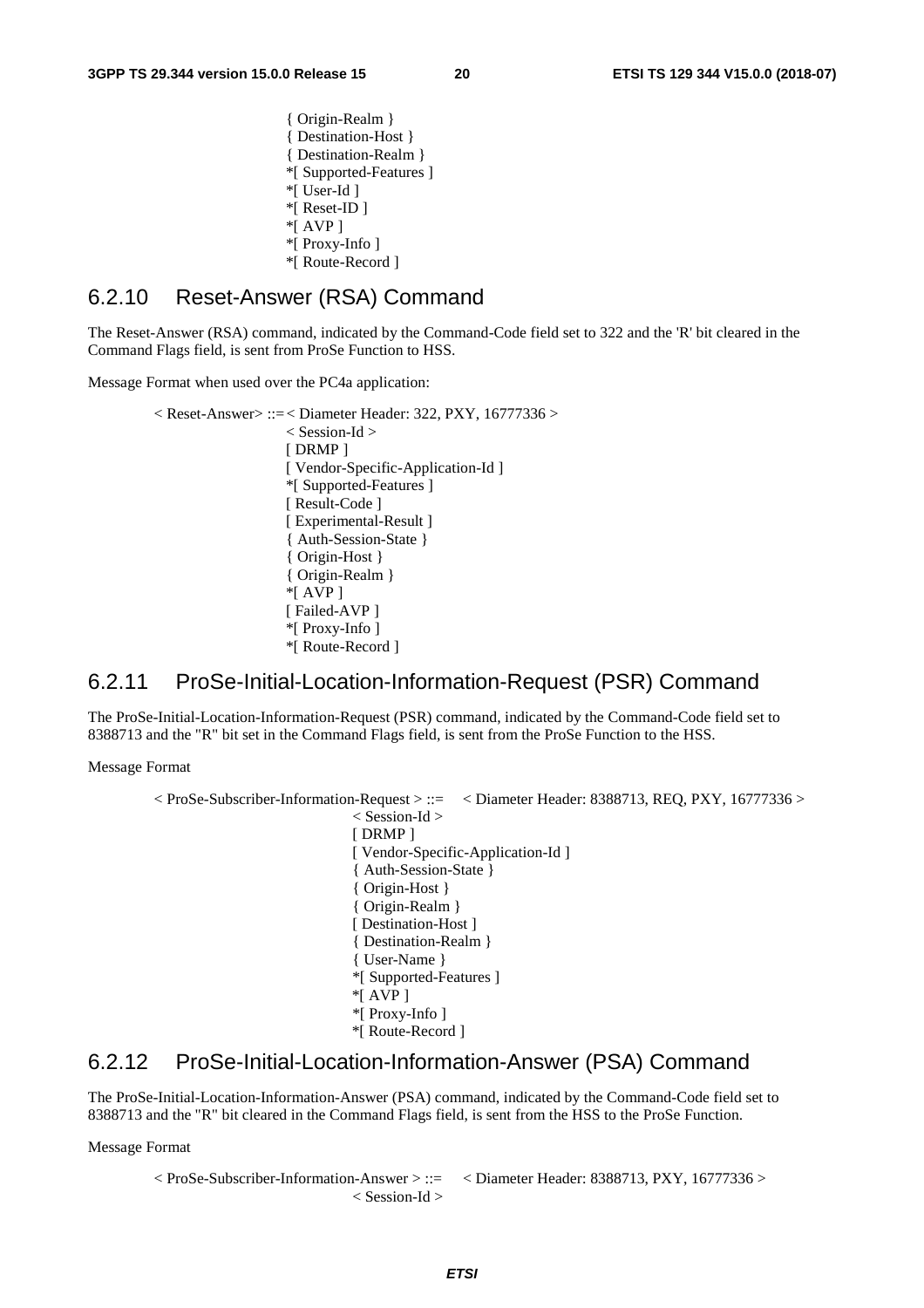```
                    { Origin-Realm }
                    { Destination-Host }
                    { Destination-Realm }
                    *[ Supported-Features ]
                    *[ User-Id ]
                    *[ Reset-ID ]
                    *[ AVP ]
                    *[ Proxy-Info ]
                    *[ Route-Record ]
```

### 6.2.10 Reset-Answer (RSA) Command

The Reset-Answer (RSA) command, indicated by the Command-Code field set to 322 and the 'R' bit cleared in the Command Flags field, is sent from ProSe Function to HSS.

Message Format when used over the PC4a application:

```
< Reset-Answer> ::= < Diameter Header: 322, PXY, 16777336 >
                    < Session-Id >
                    [ DRMP ]
                    [ Vendor-Specific-Application-Id ]
                    *[ Supported-Features ]
                    [ Result-Code ]
                    [ Experimental-Result ]
                    { Auth-Session-State }
                    { Origin-Host }
                    { Origin-Realm }
                    *[ AVP ]
                    [ Failed-AVP ]
                    *[ Proxy-Info ]
                    *[ Route-Record ]
```

### 6.2.11 ProSe-Initial-Location-Information-Request (PSR) Command

The ProSe-Initial-Location-Information-Request (PSR) command, indicated by the Command-Code field set to 8388713 and the "R" bit set in the Command Flags field, is sent from the ProSe Function to the HSS.

Message Format

```
< ProSe-Subscriber-Information-Request > ::=   < Diameter Header: 8388713, REQ, PXY, 16777336 >
                    < Session-Id >
                    [ DRMP ]
                    [ Vendor-Specific-Application-Id ]
                    { Auth-Session-State }
                    { Origin-Host }
                    { Origin-Realm }
                    [ Destination-Host ]
                    { Destination-Realm }
                    { User-Name }
                    *[ Supported-Features ]
                    *[ AVP ]
                    *[ Proxy-Info ]
                    *[ Route-Record ]
```

### 6.2.12 ProSe-Initial-Location-Information-Answer (PSA) Command

The ProSe-Initial-Location-Information-Answer (PSA) command, indicated by the Command-Code field set to 8388713 and the "R" bit cleared in the Command Flags field, is sent from the HSS to the ProSe Function.

Message Format

```
< ProSe-Subscriber-Information-Answer > ::=   < Diameter Header: 8388713, PXY, 16777336 >
                    < Session-Id >
```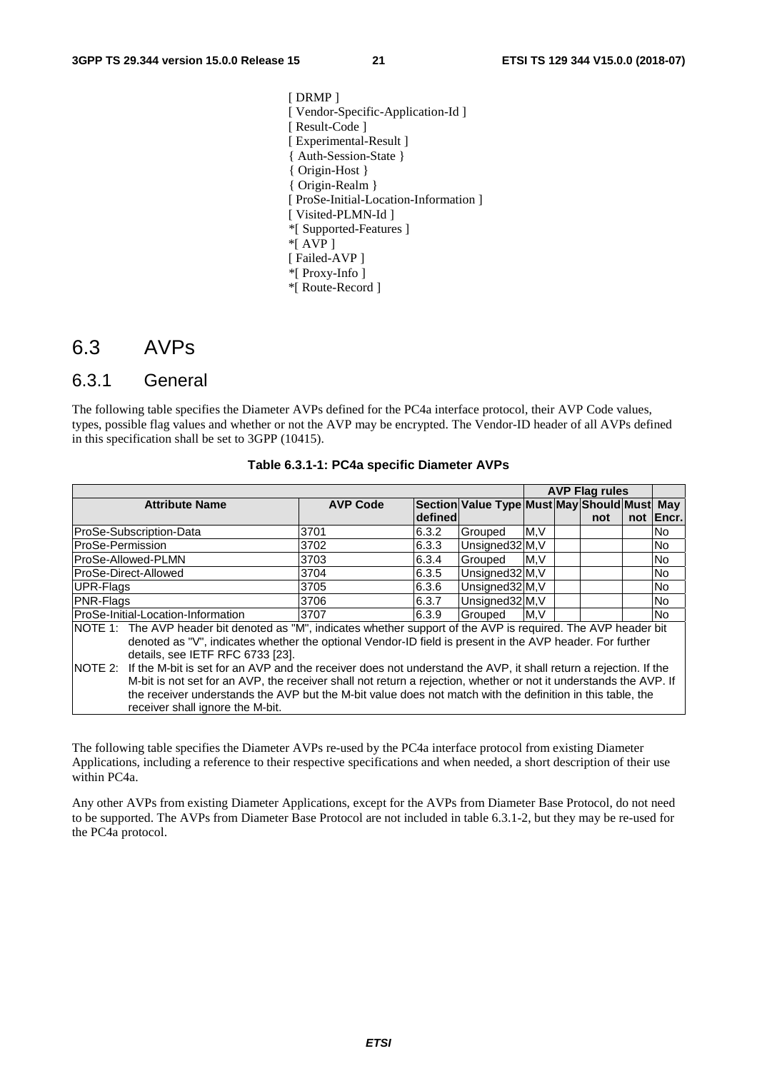```
[ DRMP ]
[ Vendor-Specific-Application-Id ]
[ Result-Code ]
[ Experimental-Result ]
{ Auth-Session-State }
{ Origin-Host }
{ Origin-Realm }
[ ProSe-Initial-Location-Information ]
[ Visited-PLMN-Id ]
*[ Supported-Features ]
*[ AVP ]
[ Failed-AVP ]
*[ Proxy-Info ]
*[ Route-Record ]
```

## 6.3 AVPs

### 6.3.1 General

The following table specifies the Diameter AVPs defined for the PC4a interface protocol, their AVP Code values, types, possible flag values and whether or not the AVP may be encrypted. The Vendor-ID header of all AVPs defined in this specification shall be set to 3GPP (10415).

**Table 6.3.1-1: PC4a specific Diameter AVPs**

| | | | | AVP Flag rules | | | | |
|---|---|---|---|---|---|---|---|---|
| **Attribute Name** | **AVP Code** | **Section defined** | **Value Type** | **Must** | **May** | **Should not** | **Must not** | **May Encr.** |
| ProSe-Subscription-Data | 3701 | 6.3.2 | Grouped | M,V | | | | No |
| ProSe-Permission | 3702 | 6.3.3 | Unsigned32 | M,V | | | | No |
| ProSe-Allowed-PLMN | 3703 | 6.3.4 | Grouped | M,V | | | | No |
| ProSe-Direct-Allowed | 3704 | 6.3.5 | Unsigned32 | M,V | | | | No |
| UPR-Flags | 3705 | 6.3.6 | Unsigned32 | M,V | | | | No |
| PNR-Flags | 3706 | 6.3.7 | Unsigned32 | M,V | | | | No |
| ProSe-Initial-Location-Information | 3707 | 6.3.9 | Grouped | M,V | | | | No |
| NOTE 1: The AVP header bit denoted as "M", indicates whether support of the AVP is required. The AVP header bit denoted as "V", indicates whether the optional Vendor-ID field is present in the AVP header. For further details, see IETF RFC 6733 [23]. | | | | | | | | |
| NOTE 2: If the M-bit is set for an AVP and the receiver does not understand the AVP, it shall return a rejection. If the M-bit is not set for an AVP, the receiver shall not return a rejection, whether or not it understands the AVP. If the receiver understands the AVP but the M-bit value does not match with the definition in this table, the receiver shall ignore the M-bit. | | | | | | | | |

The following table specifies the Diameter AVPs re-used by the PC4a interface protocol from existing Diameter Applications, including a reference to their respective specifications and when needed, a short description of their use within PC4a.

Any other AVPs from existing Diameter Applications, except for the AVPs from Diameter Base Protocol, do not need to be supported. The AVPs from Diameter Base Protocol are not included in table 6.3.1-2, but they may be re-used for the PC4a protocol.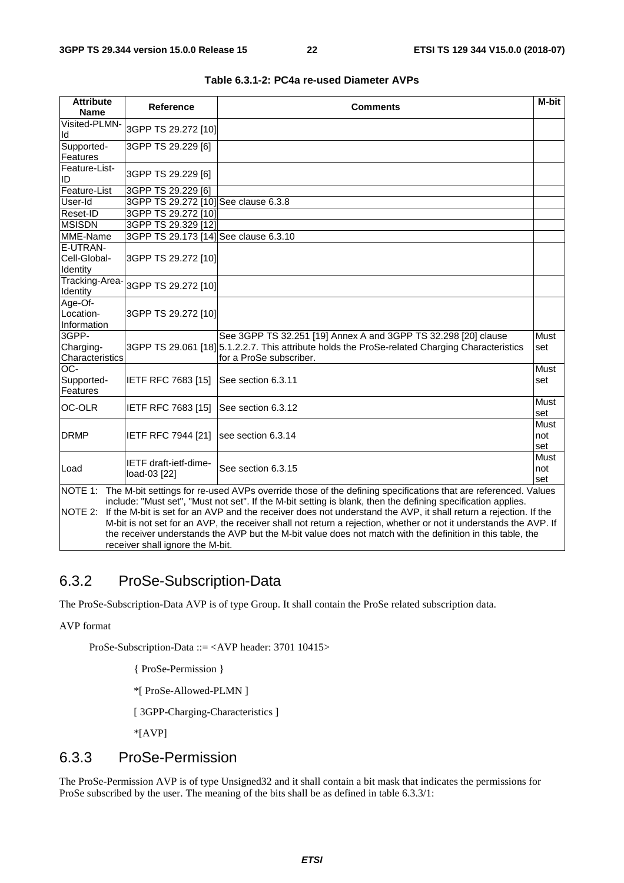**Table 6.3.1-2: PC4a re-used Diameter AVPs**

| Attribute Name | Reference | Comments | M-bit |
|---|---|---|---|
| Visited-PLMN-Id | 3GPP TS 29.272 [10] | | |
| Supported-Features | 3GPP TS 29.229 [6] | | |
| Feature-List-ID | 3GPP TS 29.229 [6] | | |
| Feature-List | 3GPP TS 29.229 [6] | | |
| User-Id | 3GPP TS 29.272 [10] | See clause 6.3.8 | |
| Reset-ID | 3GPP TS 29.272 [10] | | |
| MSISDN | 3GPP TS 29.329 [12] | | |
| MME-Name | 3GPP TS 29.173 [14] | See clause 6.3.10 | |
| E-UTRAN-Cell-Global-Identity | 3GPP TS 29.272 [10] | | |
| Tracking-Area-Identity | 3GPP TS 29.272 [10] | | |
| Age-Of-Location-Information | 3GPP TS 29.272 [10] | | |
| 3GPP-Charging-Characteristics | 3GPP TS 29.061 [18] | See 3GPP TS 32.251 [19] Annex A and 3GPP TS 32.298 [20] clause 5.1.2.2.7. This attribute holds the ProSe-related Charging Characteristics for a ProSe subscriber. | Must set |
| OC-Supported-Features | IETF RFC 7683 [15] | See section 6.3.11 | Must set |
| OC-OLR | IETF RFC 7683 [15] | See section 6.3.12 | Must set |
| DRMP | IETF RFC 7944 [21] | see section 6.3.14 | Must not set |
| Load | IETF draft-ietf-dime-load-03 [22] | See section 6.3.15 | Must not set |
| NOTE 1: The M-bit settings for re-used AVPs override those of the defining specifications that are referenced. Values include: "Must set", "Must not set". If the M-bit setting is blank, then the defining specification applies.<br>NOTE 2: If the M-bit is set for an AVP and the receiver does not understand the AVP, it shall return a rejection. If the M-bit is not set for an AVP, the receiver shall not return a rejection, whether or not it understands the AVP. If the receiver understands the AVP but the M-bit value does not match with the definition in this table, the receiver shall ignore the M-bit. | | | |

## 6.3.2 ProSe-Subscription-Data

The ProSe-Subscription-Data AVP is of type Group. It shall contain the ProSe related subscription data.

AVP format

```
ProSe-Subscription-Data ::= <AVP header: 3701 10415>

        { ProSe-Permission }

        *[ ProSe-Allowed-PLMN ]

        [ 3GPP-Charging-Characteristics ]

        *[AVP]
```

## 6.3.3 ProSe-Permission

The ProSe-Permission AVP is of type Unsigned32 and it shall contain a bit mask that indicates the permissions for ProSe subscribed by the user. The meaning of the bits shall be as defined in table 6.3.3/1: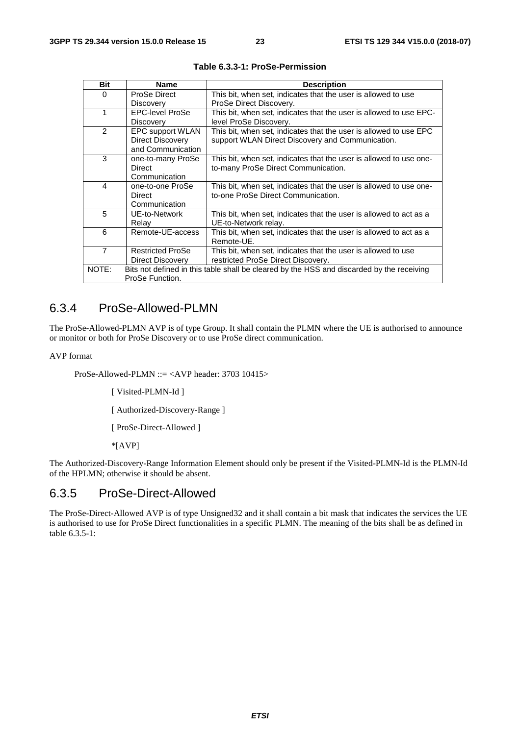**Table 6.3.3-1: ProSe-Permission**

| Bit | Name | Description |
|---|---|---|
| 0 | ProSe Direct Discovery | This bit, when set, indicates that the user is allowed to use ProSe Direct Discovery. |
| 1 | EPC-level ProSe Discovery | This bit, when set, indicates that the user is allowed to use EPC-level ProSe Discovery. |
| 2 | EPC support WLAN Direct Discovery and Communication | This bit, when set, indicates that the user is allowed to use EPC support WLAN Direct Discovery and Communication. |
| 3 | one-to-many ProSe Direct Communication | This bit, when set, indicates that the user is allowed to use one-to-many ProSe Direct Communication. |
| 4 | one-to-one ProSe Direct Communication | This bit, when set, indicates that the user is allowed to use one-to-one ProSe Direct Communication. |
| 5 | UE-to-Network Relay | This bit, when set, indicates that the user is allowed to act as a UE-to-Network relay. |
| 6 | Remote-UE-access | This bit, when set, indicates that the user is allowed to act as a Remote-UE. |
| 7 | Restricted ProSe Direct Discovery | This bit, when set, indicates that the user is allowed to use restricted ProSe Direct Discovery. |
| NOTE: | Bits not defined in this table shall be cleared by the HSS and discarded by the receiving ProSe Function. | |

## 6.3.4 ProSe-Allowed-PLMN

The ProSe-Allowed-PLMN AVP is of type Group. It shall contain the PLMN where the UE is authorised to announce or monitor or both for ProSe Discovery or to use ProSe direct communication.

AVP format

```
ProSe-Allowed-PLMN ::= <AVP header: 3703 10415>
          [ Visited-PLMN-Id ]
          [ Authorized-Discovery-Range ]
          [ ProSe-Direct-Allowed ]
          *[AVP]
```

The Authorized-Discovery-Range Information Element should only be present if the Visited-PLMN-Id is the PLMN-Id of the HPLMN; otherwise it should be absent.

## 6.3.5 ProSe-Direct-Allowed

The ProSe-Direct-Allowed AVP is of type Unsigned32 and it shall contain a bit mask that indicates the services the UE is authorised to use for ProSe Direct functionalities in a specific PLMN. The meaning of the bits shall be as defined in table 6.3.5-1: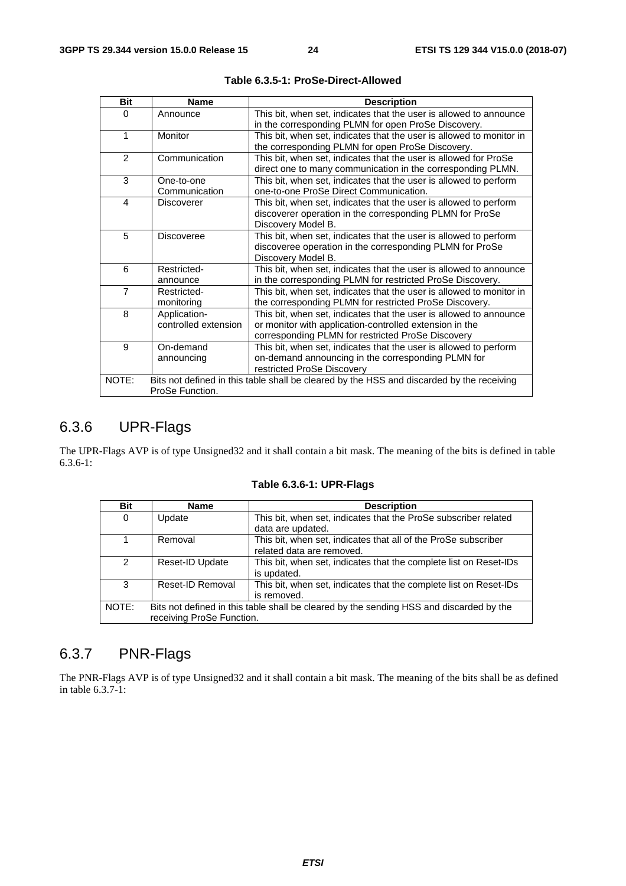**Table 6.3.5-1: ProSe-Direct-Allowed**

| Bit | Name | Description |
|---|---|---|
| 0 | Announce | This bit, when set, indicates that the user is allowed to announce in the corresponding PLMN for open ProSe Discovery. |
| 1 | Monitor | This bit, when set, indicates that the user is allowed to monitor in the corresponding PLMN for open ProSe Discovery. |
| 2 | Communication | This bit, when set, indicates that the user is allowed for ProSe direct one to many communication in the corresponding PLMN. |
| 3 | One-to-one Communication | This bit, when set, indicates that the user is allowed to perform one-to-one ProSe Direct Communication. |
| 4 | Discoverer | This bit, when set, indicates that the user is allowed to perform discoverer operation in the corresponding PLMN for ProSe Discovery Model B. |
| 5 | Discoveree | This bit, when set, indicates that the user is allowed to perform discoveree operation in the corresponding PLMN for ProSe Discovery Model B. |
| 6 | Restricted-announce | This bit, when set, indicates that the user is allowed to announce in the corresponding PLMN for restricted ProSe Discovery. |
| 7 | Restricted-monitoring | This bit, when set, indicates that the user is allowed to monitor in the corresponding PLMN for restricted ProSe Discovery. |
| 8 | Application-controlled extension | This bit, when set, indicates that the user is allowed to announce or monitor with application-controlled extension in the corresponding PLMN for restricted ProSe Discovery |
| 9 | On-demand announcing | This bit, when set, indicates that the user is allowed to perform on-demand announcing in the corresponding PLMN for restricted ProSe Discovery |
| NOTE: | Bits not defined in this table shall be cleared by the HSS and discarded by the receiving ProSe Function. | |

## 6.3.6 UPR-Flags

The UPR-Flags AVP is of type Unsigned32 and it shall contain a bit mask. The meaning of the bits is defined in table 6.3.6-1:

**Table 6.3.6-1: UPR-Flags**

| Bit | Name | Description |
|---|---|---|
| 0 | Update | This bit, when set, indicates that the ProSe subscriber related data are updated. |
| 1 | Removal | This bit, when set, indicates that all of the ProSe subscriber related data are removed. |
| 2 | Reset-ID Update | This bit, when set, indicates that the complete list on Reset-IDs is updated. |
| 3 | Reset-ID Removal | This bit, when set, indicates that the complete list on Reset-IDs is removed. |
| NOTE: | Bits not defined in this table shall be cleared by the sending HSS and discarded by the receiving ProSe Function. | |

## 6.3.7 PNR-Flags

The PNR-Flags AVP is of type Unsigned32 and it shall contain a bit mask. The meaning of the bits shall be as defined in table 6.3.7-1: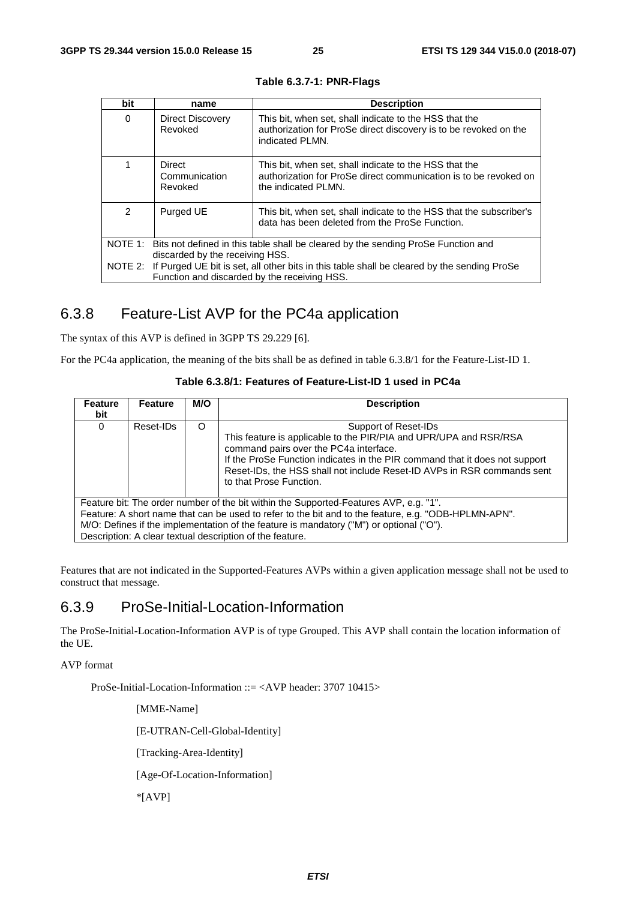**Table 6.3.7-1: PNR-Flags**

| bit | name | Description |
|---|---|---|
| 0 | Direct Discovery Revoked | This bit, when set, shall indicate to the HSS that the authorization for ProSe direct discovery is to be revoked on the indicated PLMN. |
| 1 | Direct Communication Revoked | This bit, when set, shall indicate to the HSS that the authorization for ProSe direct communication is to be revoked on the indicated PLMN. |
| 2 | Purged UE | This bit, when set, shall indicate to the HSS that the subscriber's data has been deleted from the ProSe Function. |
| NOTE 1: Bits not defined in this table shall be cleared by the sending ProSe Function and discarded by the receiving HSS.<br>NOTE 2: If Purged UE bit is set, all other bits in this table shall be cleared by the sending ProSe Function and discarded by the receiving HSS. | | |

## 6.3.8 Feature-List AVP for the PC4a application

The syntax of this AVP is defined in 3GPP TS 29.229 [6].

For the PC4a application, the meaning of the bits shall be as defined in table 6.3.8/1 for the Feature-List-ID 1.

**Table 6.3.8/1: Features of Feature-List-ID 1 used in PC4a**

| Feature bit | Feature | M/O | Description |
|---|---|---|---|
| 0 | Reset-IDs | O | Support of Reset-IDs<br>This feature is applicable to the PIR/PIA and UPR/UPA and RSR/RSA command pairs over the PC4a interface.<br>If the ProSe Function indicates in the PIR command that it does not support Reset-IDs, the HSS shall not include Reset-ID AVPs in RSR commands sent to that Prose Function. |
| Feature bit: The order number of the bit within the Supported-Features AVP, e.g. "1".<br>Feature: A short name that can be used to refer to the bit and to the feature, e.g. "ODB-HPLMN-APN".<br>M/O: Defines if the implementation of the feature is mandatory ("M") or optional ("O").<br>Description: A clear textual description of the feature. | | | |

Features that are not indicated in the Supported-Features AVPs within a given application message shall not be used to construct that message.

## 6.3.9 ProSe-Initial-Location-Information

The ProSe-Initial-Location-Information AVP is of type Grouped. This AVP shall contain the location information of the UE.

AVP format

```
ProSe-Initial-Location-Information ::= <AVP header: 3707 10415>

        [MME-Name]

        [E-UTRAN-Cell-Global-Identity]

        [Tracking-Area-Identity]

        [Age-Of-Location-Information]

        *[AVP]
```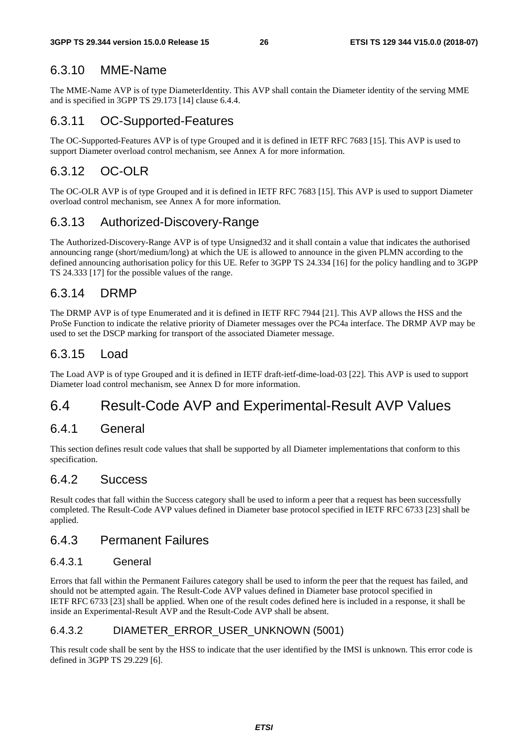### 6.3.10 MME-Name

The MME-Name AVP is of type DiameterIdentity. This AVP shall contain the Diameter identity of the serving MME and is specified in 3GPP TS 29.173 [14] clause 6.4.4.

### 6.3.11 OC-Supported-Features

The OC-Supported-Features AVP is of type Grouped and it is defined in IETF RFC 7683 [15]. This AVP is used to support Diameter overload control mechanism, see Annex A for more information.

### 6.3.12 OC-OLR

The OC-OLR AVP is of type Grouped and it is defined in IETF RFC 7683 [15]. This AVP is used to support Diameter overload control mechanism, see Annex A for more information.

### 6.3.13 Authorized-Discovery-Range

The Authorized-Discovery-Range AVP is of type Unsigned32 and it shall contain a value that indicates the authorised announcing range (short/medium/long) at which the UE is allowed to announce in the given PLMN according to the defined announcing authorisation policy for this UE. Refer to 3GPP TS 24.334 [16] for the policy handling and to 3GPP TS 24.333 [17] for the possible values of the range.

### 6.3.14 DRMP

The DRMP AVP is of type Enumerated and it is defined in IETF RFC 7944 [21]. This AVP allows the HSS and the ProSe Function to indicate the relative priority of Diameter messages over the PC4a interface. The DRMP AVP may be used to set the DSCP marking for transport of the associated Diameter message.

### 6.3.15 Load

The Load AVP is of type Grouped and it is defined in IETF draft-ietf-dime-load-03 [22]. This AVP is used to support Diameter load control mechanism, see Annex D for more information.

## 6.4 Result-Code AVP and Experimental-Result AVP Values

### 6.4.1 General

This section defines result code values that shall be supported by all Diameter implementations that conform to this specification.

### 6.4.2 Success

Result codes that fall within the Success category shall be used to inform a peer that a request has been successfully completed. The Result-Code AVP values defined in Diameter base protocol specified in IETF RFC 6733 [23] shall be applied.

### 6.4.3 Permanent Failures

#### 6.4.3.1 General

Errors that fall within the Permanent Failures category shall be used to inform the peer that the request has failed, and should not be attempted again. The Result-Code AVP values defined in Diameter base protocol specified in IETF RFC 6733 [23] shall be applied. When one of the result codes defined here is included in a response, it shall be inside an Experimental-Result AVP and the Result-Code AVP shall be absent.

#### 6.4.3.2 DIAMETER_ERROR_USER_UNKNOWN (5001)

This result code shall be sent by the HSS to indicate that the user identified by the IMSI is unknown. This error code is defined in 3GPP TS 29.229 [6].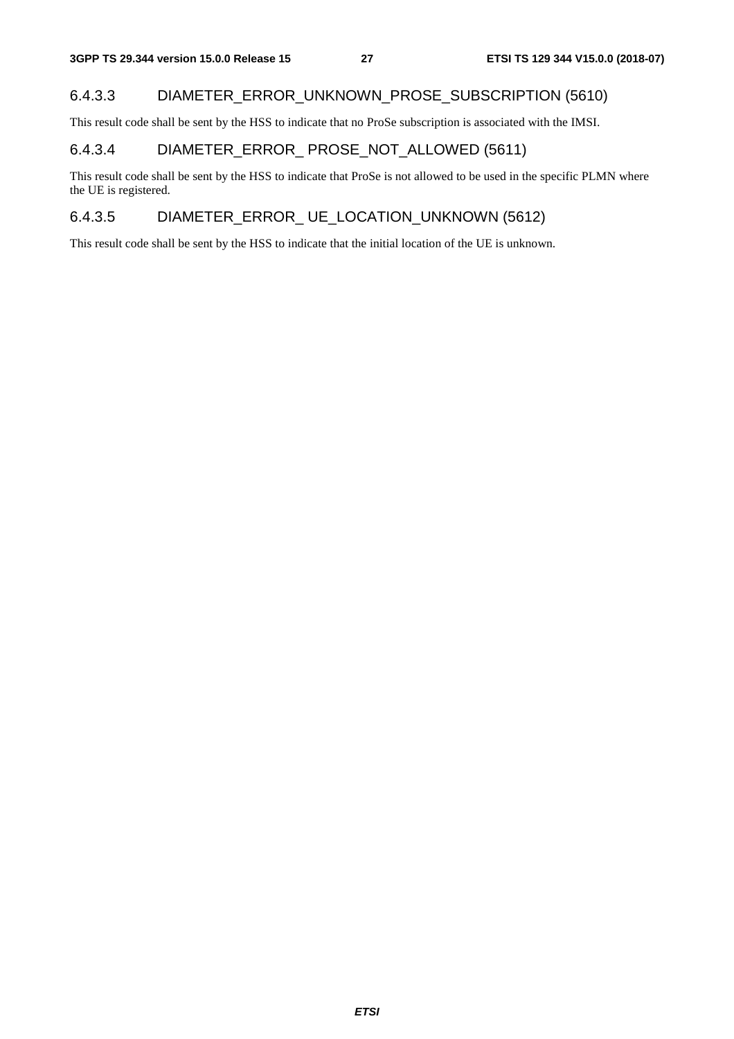#### 6.4.3.3 DIAMETER_ERROR_UNKNOWN_PROSE_SUBSCRIPTION (5610)

This result code shall be sent by the HSS to indicate that no ProSe subscription is associated with the IMSI.

#### 6.4.3.4 DIAMETER_ERROR_ PROSE_NOT_ALLOWED (5611)

This result code shall be sent by the HSS to indicate that ProSe is not allowed to be used in the specific PLMN where the UE is registered.

#### 6.4.3.5 DIAMETER_ERROR_ UE_LOCATION_UNKNOWN (5612)

This result code shall be sent by the HSS to indicate that the initial location of the UE is unknown.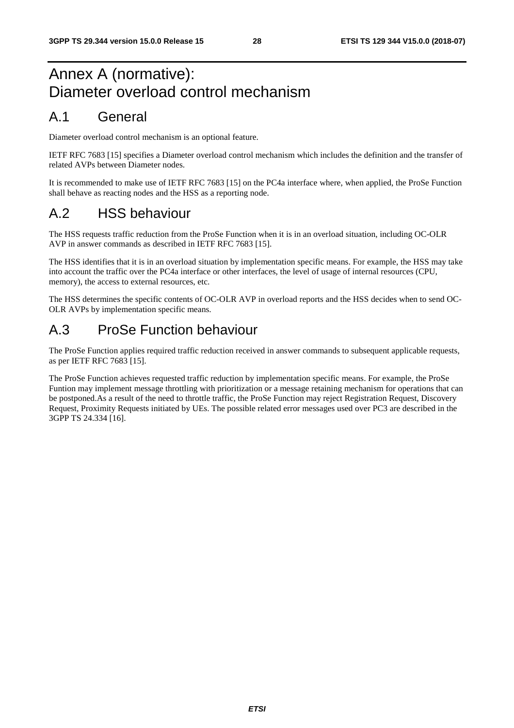# Annex A (normative): Diameter overload control mechanism

## A.1 General

Diameter overload control mechanism is an optional feature.

IETF RFC 7683 [15] specifies a Diameter overload control mechanism which includes the definition and the transfer of related AVPs between Diameter nodes.

It is recommended to make use of IETF RFC 7683 [15] on the PC4a interface where, when applied, the ProSe Function shall behave as reacting nodes and the HSS as a reporting node.

## A.2 HSS behaviour

The HSS requests traffic reduction from the ProSe Function when it is in an overload situation, including OC-OLR AVP in answer commands as described in IETF RFC 7683 [15].

The HSS identifies that it is in an overload situation by implementation specific means. For example, the HSS may take into account the traffic over the PC4a interface or other interfaces, the level of usage of internal resources (CPU, memory), the access to external resources, etc.

The HSS determines the specific contents of OC-OLR AVP in overload reports and the HSS decides when to send OC-OLR AVPs by implementation specific means.

## A.3 ProSe Function behaviour

The ProSe Function applies required traffic reduction received in answer commands to subsequent applicable requests, as per IETF RFC 7683 [15].

The ProSe Function achieves requested traffic reduction by implementation specific means. For example, the ProSe Funtion may implement message throttling with prioritization or a message retaining mechanism for operations that can be postponed.As a result of the need to throttle traffic, the ProSe Function may reject Registration Request, Discovery Request, Proximity Requests initiated by UEs. The possible related error messages used over PC3 are described in the 3GPP TS 24.334 [16].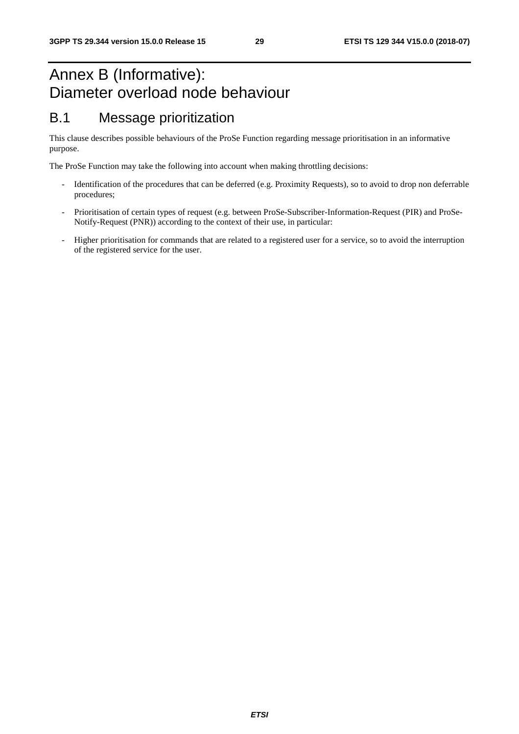# Annex B (Informative): Diameter overload node behaviour

## B.1 Message prioritization

This clause describes possible behaviours of the ProSe Function regarding message prioritisation in an informative purpose.

The ProSe Function may take the following into account when making throttling decisions:

- Identification of the procedures that can be deferred (e.g. Proximity Requests), so to avoid to drop non deferrable procedures;
- Prioritisation of certain types of request (e.g. between ProSe-Subscriber-Information-Request (PIR) and ProSe-Notify-Request (PNR)) according to the context of their use, in particular:
- Higher prioritisation for commands that are related to a registered user for a service, so to avoid the interruption of the registered service for the user.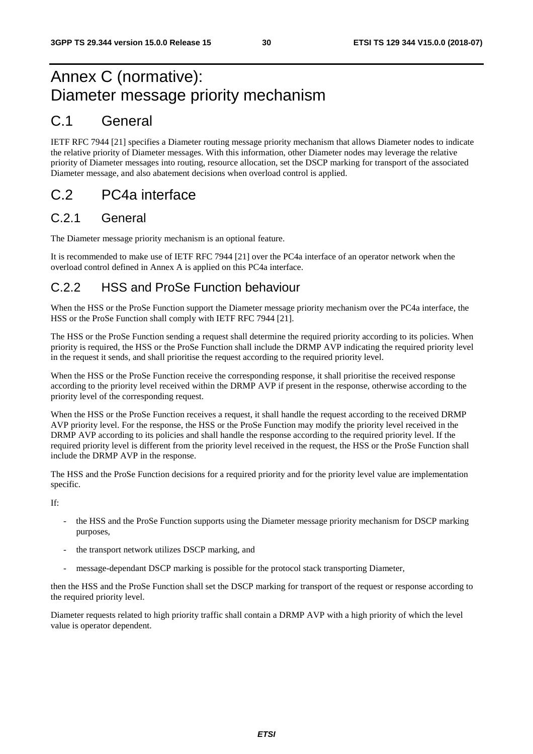# Annex C (normative): Diameter message priority mechanism

## C.1 General

IETF RFC 7944 [21] specifies a Diameter routing message priority mechanism that allows Diameter nodes to indicate the relative priority of Diameter messages. With this information, other Diameter nodes may leverage the relative priority of Diameter messages into routing, resource allocation, set the DSCP marking for transport of the associated Diameter message, and also abatement decisions when overload control is applied.

## C.2 PC4a interface

### C.2.1 General

The Diameter message priority mechanism is an optional feature.

It is recommended to make use of IETF RFC 7944 [21] over the PC4a interface of an operator network when the overload control defined in Annex A is applied on this PC4a interface.

### C.2.2 HSS and ProSe Function behaviour

When the HSS or the ProSe Function support the Diameter message priority mechanism over the PC4a interface, the HSS or the ProSe Function shall comply with IETF RFC 7944 [21].

The HSS or the ProSe Function sending a request shall determine the required priority according to its policies. When priority is required, the HSS or the ProSe Function shall include the DRMP AVP indicating the required priority level in the request it sends, and shall prioritise the request according to the required priority level.

When the HSS or the ProSe Function receive the corresponding response, it shall prioritise the received response according to the priority level received within the DRMP AVP if present in the response, otherwise according to the priority level of the corresponding request.

When the HSS or the ProSe Function receives a request, it shall handle the request according to the received DRMP AVP priority level. For the response, the HSS or the ProSe Function may modify the priority level received in the DRMP AVP according to its policies and shall handle the response according to the required priority level. If the required priority level is different from the priority level received in the request, the HSS or the ProSe Function shall include the DRMP AVP in the response.

The HSS and the ProSe Function decisions for a required priority and for the priority level value are implementation specific.

If:

- the HSS and the ProSe Function supports using the Diameter message priority mechanism for DSCP marking purposes,
- the transport network utilizes DSCP marking, and
- message-dependant DSCP marking is possible for the protocol stack transporting Diameter,

then the HSS and the ProSe Function shall set the DSCP marking for transport of the request or response according to the required priority level.

Diameter requests related to high priority traffic shall contain a DRMP AVP with a high priority of which the level value is operator dependent.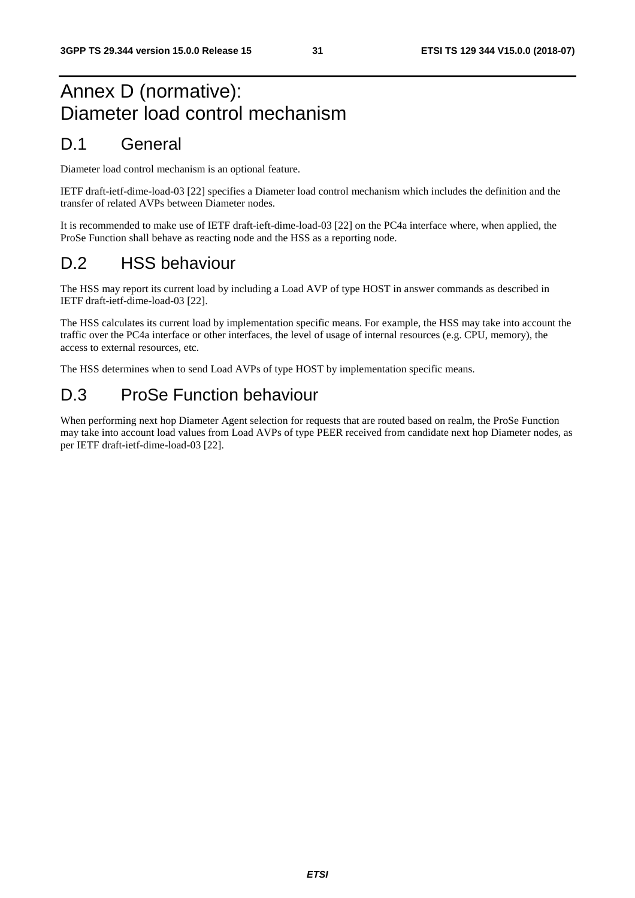# Annex D (normative): Diameter load control mechanism

## D.1 General

Diameter load control mechanism is an optional feature.

IETF draft-ietf-dime-load-03 [22] specifies a Diameter load control mechanism which includes the definition and the transfer of related AVPs between Diameter nodes.

It is recommended to make use of IETF draft-ieft-dime-load-03 [22] on the PC4a interface where, when applied, the ProSe Function shall behave as reacting node and the HSS as a reporting node.

## D.2 HSS behaviour

The HSS may report its current load by including a Load AVP of type HOST in answer commands as described in IETF draft-ietf-dime-load-03 [22].

The HSS calculates its current load by implementation specific means. For example, the HSS may take into account the traffic over the PC4a interface or other interfaces, the level of usage of internal resources (e.g. CPU, memory), the access to external resources, etc.

The HSS determines when to send Load AVPs of type HOST by implementation specific means.

## D.3 ProSe Function behaviour

When performing next hop Diameter Agent selection for requests that are routed based on realm, the ProSe Function may take into account load values from Load AVPs of type PEER received from candidate next hop Diameter nodes, as per IETF draft-ietf-dime-load-03 [22].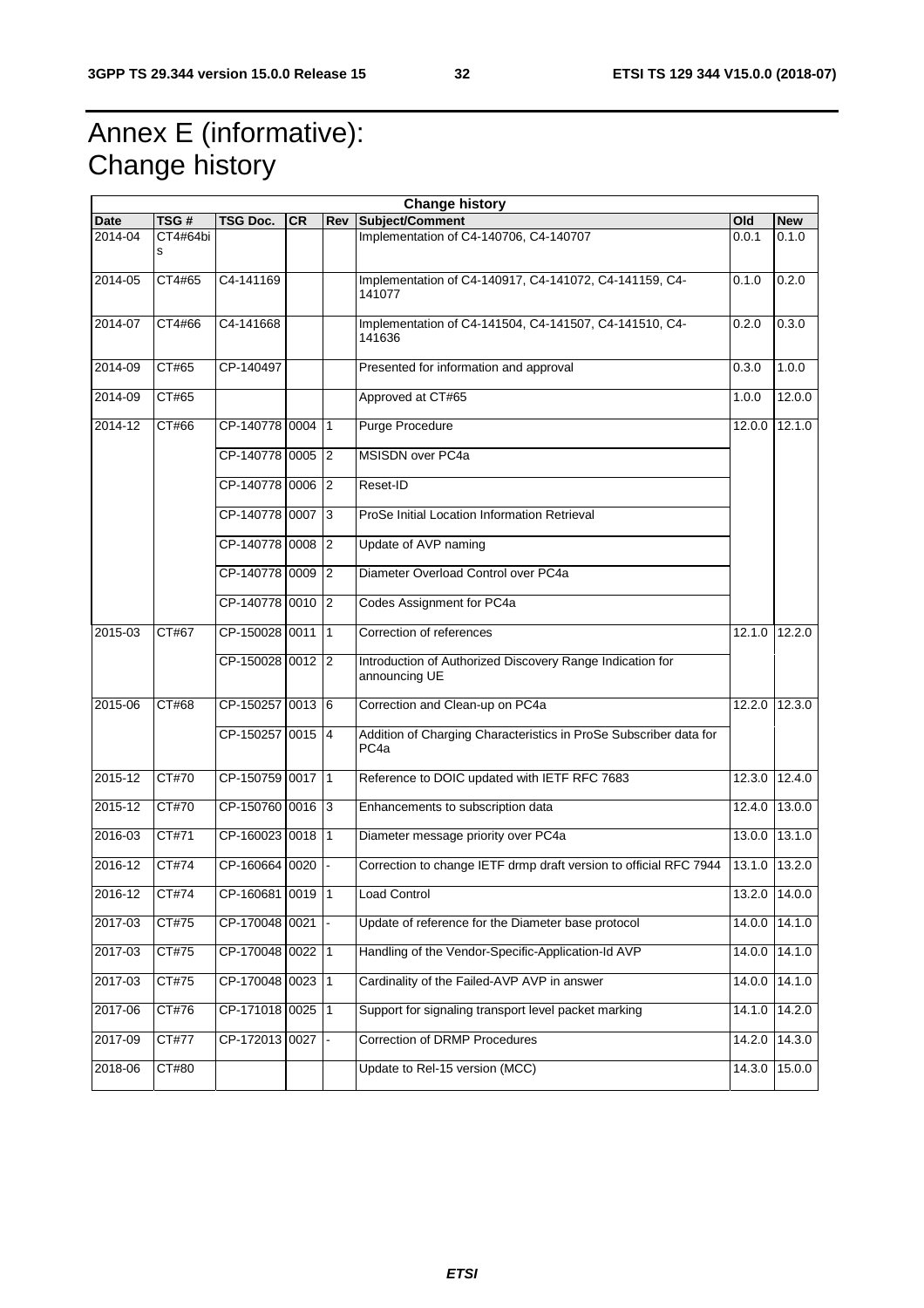# Annex E (informative): Change history

| Change history | | | | | | | |
|---|---|---|---|---|---|---|---|
| **Date** | **TSG #** | **TSG Doc.** | **CR** | **Rev** | **Subject/Comment** | **Old** | **New** |
| 2014-04 | CT4#64bis | | | | Implementation of C4-140706, C4-140707 | 0.0.1 | 0.1.0 |
| 2014-05 | CT4#65 | C4-141169 | | | Implementation of C4-140917, C4-141072, C4-141159, C4-141077 | 0.1.0 | 0.2.0 |
| 2014-07 | CT4#66 | C4-141668 | | | Implementation of C4-141504, C4-141507, C4-141510, C4-141636 | 0.2.0 | 0.3.0 |
| 2014-09 | CT#65 | CP-140497 | | | Presented for information and approval | 0.3.0 | 1.0.0 |
| 2014-09 | CT#65 | | | | Approved at CT#65 | 1.0.0 | 12.0.0 |
| 2014-12 | CT#66 | CP-140778 | 0004 | 1 | Purge Procedure | 12.0.0 | 12.1.0 |
| | | CP-140778 | 0005 | 2 | MSISDN over PC4a | | |
| | | CP-140778 | 0006 | 2 | Reset-ID | | |
| | | CP-140778 | 0007 | 3 | ProSe Initial Location Information Retrieval | | |
| | | CP-140778 | 0008 | 2 | Update of AVP naming | | |
| | | CP-140778 | 0009 | 2 | Diameter Overload Control over PC4a | | |
| | | CP-140778 | 0010 | 2 | Codes Assignment for PC4a | | |
| 2015-03 | CT#67 | CP-150028 | 0011 | 1 | Correction of references | 12.1.0 | 12.2.0 |
| | | CP-150028 | 0012 | 2 | Introduction of Authorized Discovery Range Indication for announcing UE | | |
| 2015-06 | CT#68 | CP-150257 | 0013 | 6 | Correction and Clean-up on PC4a | 12.2.0 | 12.3.0 |
| | | CP-150257 | 0015 | 4 | Addition of Charging Characteristics in ProSe Subscriber data for PC4a | | |
| 2015-12 | CT#70 | CP-150759 | 0017 | 1 | Reference to DOIC updated with IETF RFC 7683 | 12.3.0 | 12.4.0 |
| 2015-12 | CT#70 | CP-150760 | 0016 | 3 | Enhancements to subscription data | 12.4.0 | 13.0.0 |
| 2016-03 | CT#71 | CP-160023 | 0018 | 1 | Diameter message priority over PC4a | 13.0.0 | 13.1.0 |
| 2016-12 | CT#74 | CP-160664 | 0020 | - | Correction to change IETF drmp draft version to official RFC 7944 | 13.1.0 | 13.2.0 |
| 2016-12 | CT#74 | CP-160681 | 0019 | 1 | Load Control | 13.2.0 | 14.0.0 |
| 2017-03 | CT#75 | CP-170048 | 0021 | - | Update of reference for the Diameter base protocol | 14.0.0 | 14.1.0 |
| 2017-03 | CT#75 | CP-170048 | 0022 | 1 | Handling of the Vendor-Specific-Application-Id AVP | 14.0.0 | 14.1.0 |
| 2017-03 | CT#75 | CP-170048 | 0023 | 1 | Cardinality of the Failed-AVP AVP in answer | 14.0.0 | 14.1.0 |
| 2017-06 | CT#76 | CP-171018 | 0025 | 1 | Support for signaling transport level packet marking | 14.1.0 | 14.2.0 |
| 2017-09 | CT#77 | CP-172013 | 0027 | - | Correction of DRMP Procedures | 14.2.0 | 14.3.0 |
| 2018-06 | CT#80 | | | | Update to Rel-15 version (MCC) | 14.3.0 | 15.0.0 |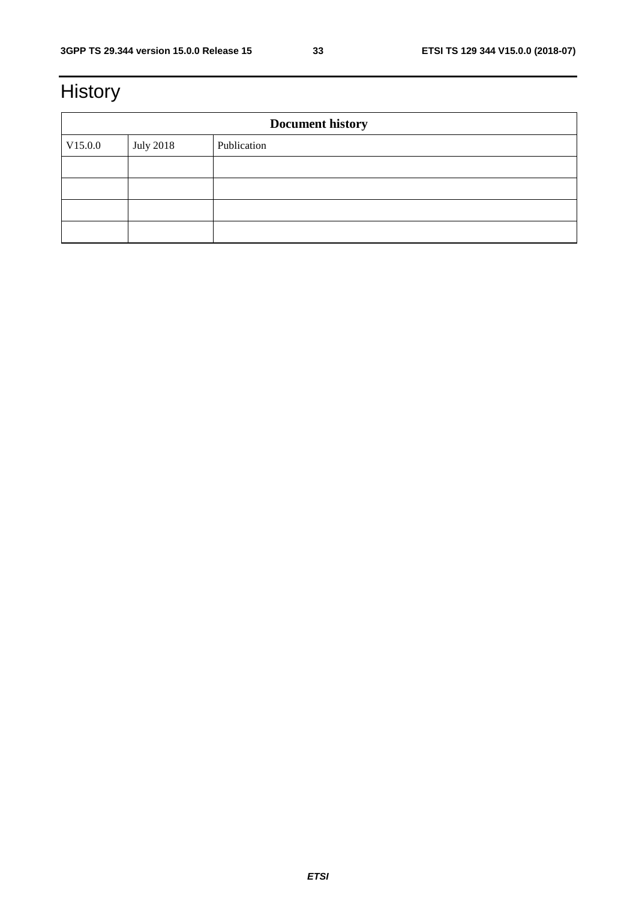# History

| Document history | | |
|---|---|---|
| V15.0.0 | July 2018 | Publication |
| | | |
| | | |
| | | |
| | | |